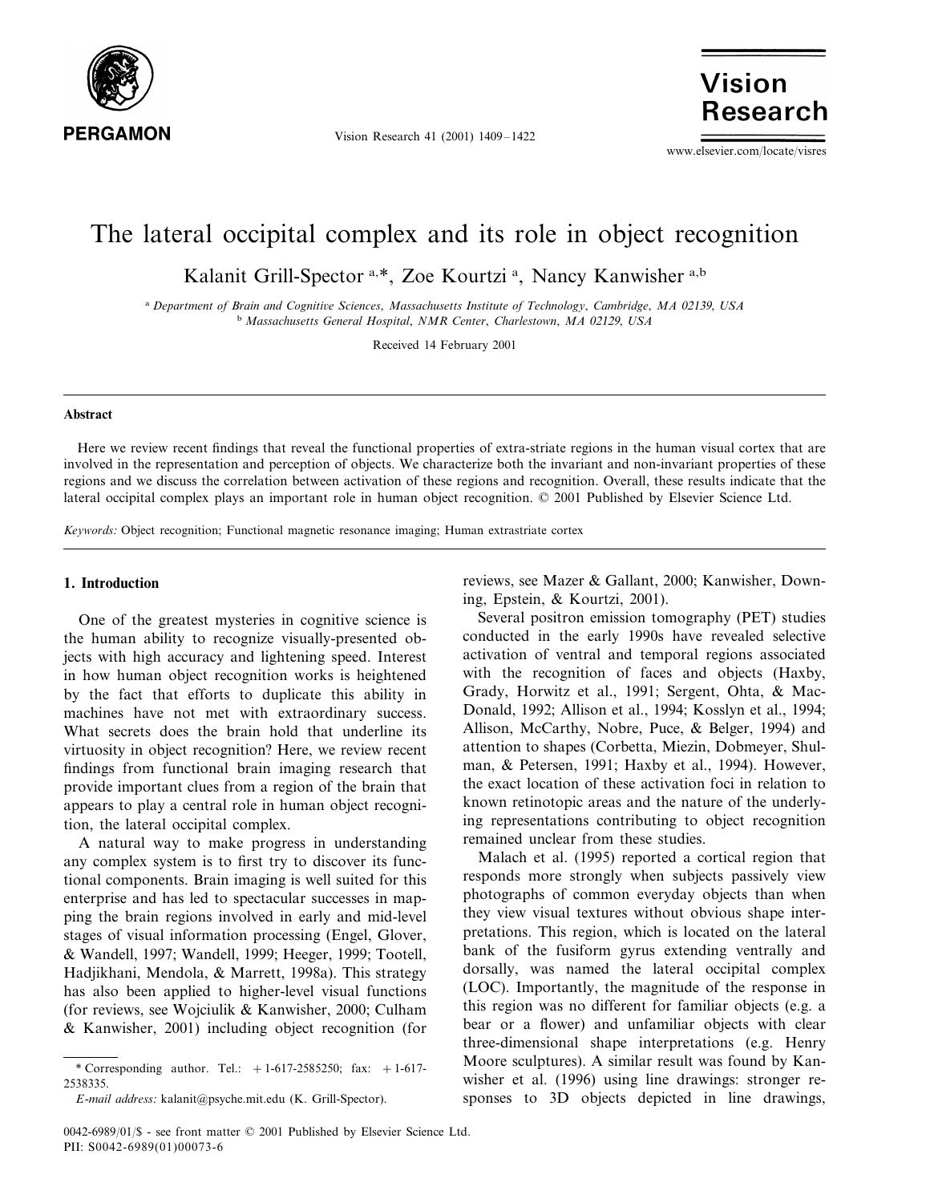# The lateral occipital complex and its role in object recognition

Kalanit Grill-Spector [a,*], Zoe Kourtzi [a], Nancy Kanwisher [a,b]

[a] *Department of Brain and Cognitive Sciences, Massachusetts Institute of Technology, Cambridge, MA 02139, USA*
[b] *Massachusetts General Hospital, NMR Center, Charlestown, MA 02129, USA*

Received 14 February 2001

## Abstract

Here we review recent findings that reveal the functional properties of extra-striate regions in the human visual cortex that are involved in the representation and perception of objects. We characterize both the invariant and non-invariant properties of these regions and we discuss the correlation between activation of these regions and recognition. Overall, these results indicate that the lateral occipital complex plays an important role in human object recognition. © 2001 Published by Elsevier Science Ltd.

*Keywords:* Object recognition; Functional magnetic resonance imaging; Human extrastriate cortex

## 1. Introduction

One of the greatest mysteries in cognitive science is the human ability to recognize visually-presented objects with high accuracy and lightening speed. Interest in how human object recognition works is heightened by the fact that efforts to duplicate this ability in machines have not met with extraordinary success. What secrets does the brain hold that underline its virtuosity in object recognition? Here, we review recent findings from functional brain imaging research that provide important clues from a region of the brain that appears to play a central role in human object recognition, the lateral occipital complex.

A natural way to make progress in understanding any complex system is to first try to discover its functional components. Brain imaging is well suited for this enterprise and has led to spectacular successes in mapping the brain regions involved in early and mid-level stages of visual information processing (Engel, Glover, & Wandell, 1997; Wandell, 1999; Heeger, 1999; Tootell, Hadjikhani, Mendola, & Marrett, 1998a). This strategy has also been applied to higher-level visual functions (for reviews, see Wojciulik & Kanwisher, 2000; Culham & Kanwisher, 2001) including object recognition (for reviews, see Mazer & Gallant, 2000; Kanwisher, Downing, Epstein, & Kourtzi, 2001).

Several positron emission tomography (PET) studies conducted in the early 1990s have revealed selective activation of ventral and temporal regions associated with the recognition of faces and objects (Haxby, Grady, Horwitz et al., 1991; Sergent, Ohta, & MacDonald, 1992; Allison et al., 1994; Kosslyn et al., 1994; Allison, McCarthy, Nobre, Puce, & Belger, 1994) and attention to shapes (Corbetta, Miezin, Dobmeyer, Shulman, & Petersen, 1991; Haxby et al., 1994). However, the exact location of these activation foci in relation to known retinotopic areas and the nature of the underlying representations contributing to object recognition remained unclear from these studies.

Malach et al. (1995) reported a cortical region that responds more strongly when subjects passively view photographs of common everyday objects than when they view visual textures without obvious shape interpretations. This region, which is located on the lateral bank of the fusiform gyrus extending ventrally and dorsally, was named the lateral occipital complex (LOC). Importantly, the magnitude of the response in this region was no different for familiar objects (e.g. a bear or a flower) and unfamiliar objects with clear three-dimensional shape interpretations (e.g. Henry Moore sculptures). A similar result was found by Kanwisher et al. (1996) using line drawings: stronger responses to 3D objects depicted in line drawings,

\* Corresponding author. Tel.: +1-617-2585250; fax: +1-617-2538335.
*E-mail address:* kalanit@psyche.mit.edu (K. Grill-Spector).

0042-6989/01/$ - see front matter © 2001 Published by Elsevier Science Ltd.
PII: S0042-6989(01)00073-6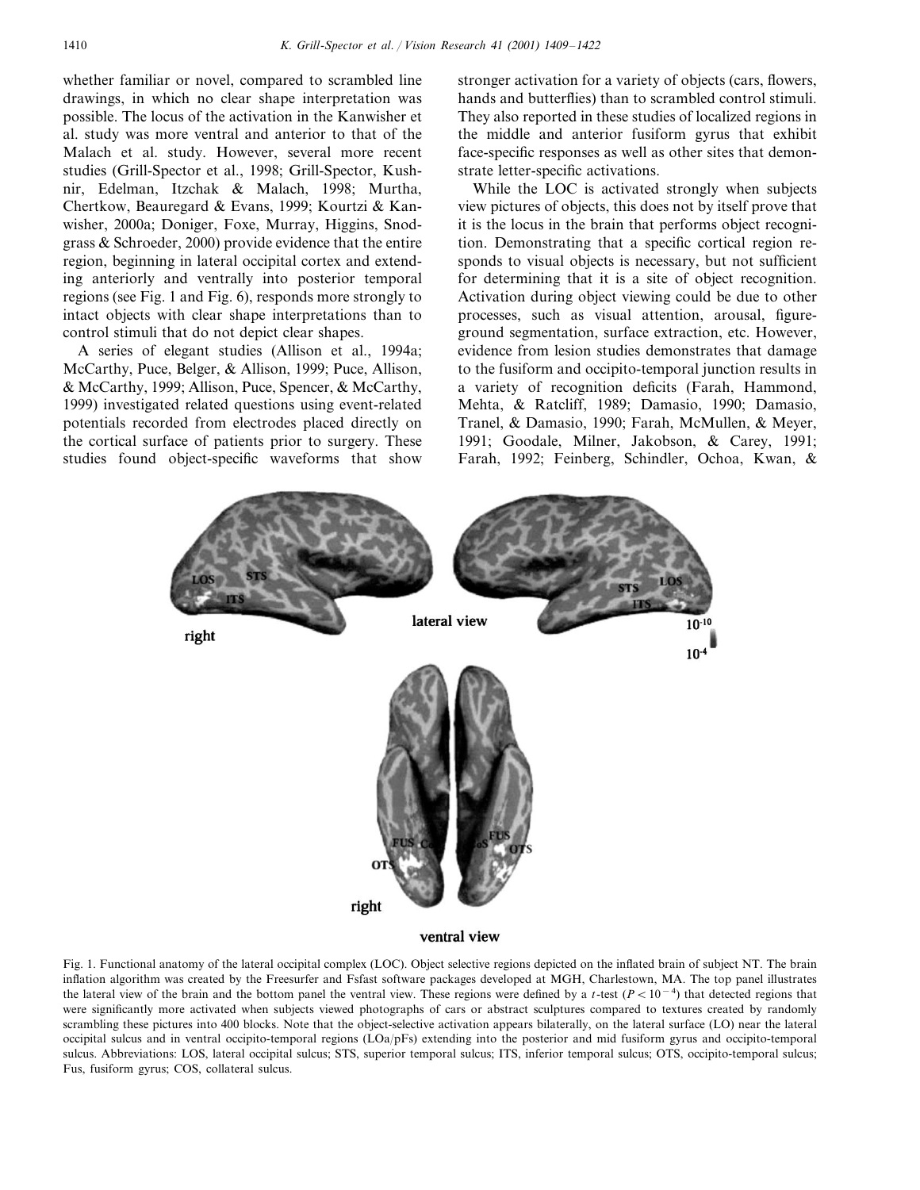whether familiar or novel, compared to scrambled line drawings, in which no clear shape interpretation was possible. The locus of the activation in the Kanwisher et al. study was more ventral and anterior to that of the Malach et al. study. However, several more recent studies (Grill-Spector et al., 1998; Grill-Spector, Kushnir, Edelman, Itzchak & Malach, 1998; Murtha, Chertkow, Beauregard & Evans, 1999; Kourtzi & Kanwisher, 2000a; Doniger, Foxe, Murray, Higgins, Snodgrass & Schroeder, 2000) provide evidence that the entire region, beginning in lateral occipital cortex and extending anteriorly and ventrally into posterior temporal regions (see Fig. 1 and Fig. 6), responds more strongly to intact objects with clear shape interpretations than to control stimuli that do not depict clear shapes.

A series of elegant studies (Allison et al., 1994a; McCarthy, Puce, Belger, & Allison, 1999; Puce, Allison, & McCarthy, 1999; Allison, Puce, Spencer, & McCarthy, 1999) investigated related questions using event-related potentials recorded from electrodes placed directly on the cortical surface of patients prior to surgery. These studies found object-specific waveforms that show stronger activation for a variety of objects (cars, flowers, hands and butterflies) than to scrambled control stimuli. They also reported in these studies of localized regions in the middle and anterior fusiform gyrus that exhibit face-specific responses as well as other sites that demonstrate letter-specific activations.

While the LOC is activated strongly when subjects view pictures of objects, this does not by itself prove that it is the locus in the brain that performs object recognition. Demonstrating that a specific cortical region responds to visual objects is necessary, but not sufficient for determining that it is a site of object recognition. Activation during object viewing could be due to other processes, such as visual attention, arousal, figure-ground segmentation, surface extraction, etc. However, evidence from lesion studies demonstrates that damage to the fusiform and occipito-temporal junction results in a variety of recognition deficits (Farah, Hammond, Mehta, & Ratcliff, 1989; Damasio, 1990; Damasio, Tranel, & Damasio, 1990; Farah, McMullen, & Meyer, 1991; Goodale, Milner, Jakobson, & Carey, 1991; Farah, 1992; Feinberg, Schindler, Ochoa, Kwan, &

Fig. 1. Functional anatomy of the lateral occipital complex (LOC). Object selective regions depicted on the inflated brain of subject NT. The brain inflation algorithm was created by the Freesurfer and Fsfast software packages developed at MGH, Charlestown, MA. The top panel illustrates the lateral view of the brain and the bottom panel the ventral view. These regions were defined by a $t$-test ($P < 10^{-4}$) that detected regions that were significantly more activated when subjects viewed photographs of cars or abstract sculptures compared to textures created by randomly scrambling these pictures into 400 blocks. Note that the object-selective activation appears bilaterally, on the lateral surface (LO) near the lateral occipital sulcus and in ventral occipito-temporal regions (LOa/pFs) extending into the posterior and mid fusiform gyrus and occipito-temporal sulcus. Abbreviations: LOS, lateral occipital sulcus; STS, superior temporal sulcus; ITS, inferior temporal sulcus; OTS, occipito-temporal sulcus; Fus, fusiform gyrus; COS, collateral sulcus.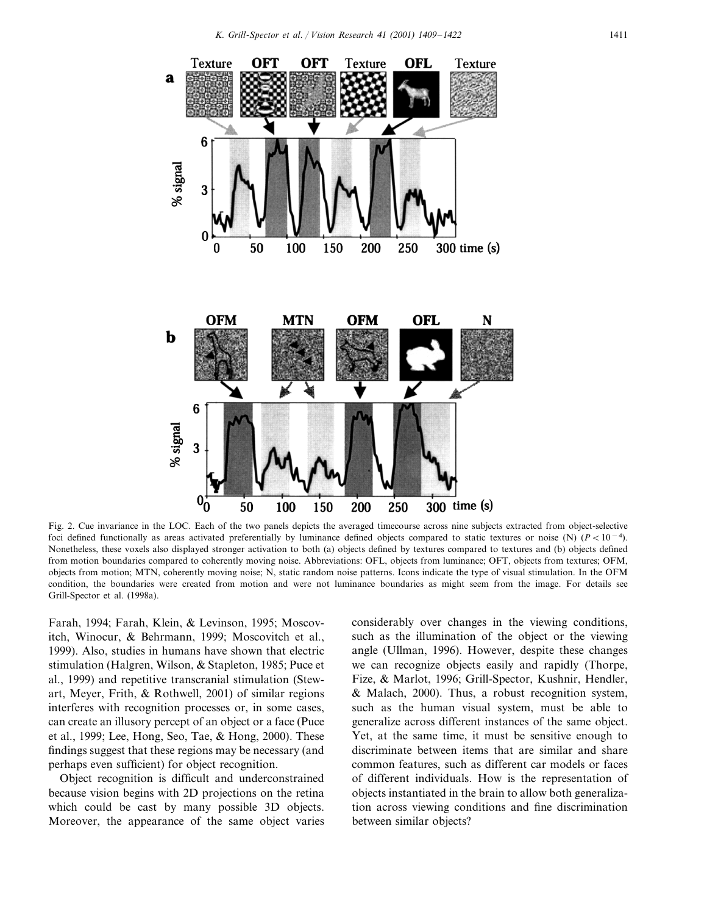Fig. 2. Cue invariance in the LOC. Each of the two panels depicts the averaged timecourse across nine subjects extracted from object-selective foci defined functionally as areas activated preferentially by luminance defined objects compared to static textures or noise (N) ($P < 10^{-4}$). Nonetheless, these voxels also displayed stronger activation to both (a) objects defined by textures compared to textures and (b) objects defined from motion boundaries compared to coherently moving noise. Abbreviations: OFL, objects from luminance; OFT, objects from textures; OFM, objects from motion; MTN, coherently moving noise; N, static random noise patterns. Icons indicate the type of visual stimulation. In the OFM condition, the boundaries were created from motion and were not luminance boundaries as might seem from the image. For details see Grill-Spector et al. (1998a).

Farah, 1994; Farah, Klein, & Levinson, 1995; Moscovitch, Winocur, & Behrmann, 1999; Moscovitch et al., 1999). Also, studies in humans have shown that electric stimulation (Halgren, Wilson, & Stapleton, 1985; Puce et al., 1999) and repetitive transcranial stimulation (Stewart, Meyer, Frith, & Rothwell, 2001) of similar regions interferes with recognition processes or, in some cases, can create an illusory percept of an object or a face (Puce et al., 1999; Lee, Hong, Seo, Tae, & Hong, 2000). These findings suggest that these regions may be necessary (and perhaps even sufficient) for object recognition.

Object recognition is difficult and underconstrained because vision begins with 2D projections on the retina which could be cast by many possible 3D objects. Moreover, the appearance of the same object varies considerably over changes in the viewing conditions, such as the illumination of the object or the viewing angle (Ullman, 1996). However, despite these changes we can recognize objects easily and rapidly (Thorpe, Fize, & Marlot, 1996; Grill-Spector, Kushnir, Hendler, & Malach, 2000). Thus, a robust recognition system, such as the human visual system, must be able to generalize across different instances of the same object. Yet, at the same time, it must be sensitive enough to discriminate between items that are similar and share common features, such as different car models or faces of different individuals. How is the representation of objects instantiated in the brain to allow both generalization across viewing conditions and fine discrimination between similar objects?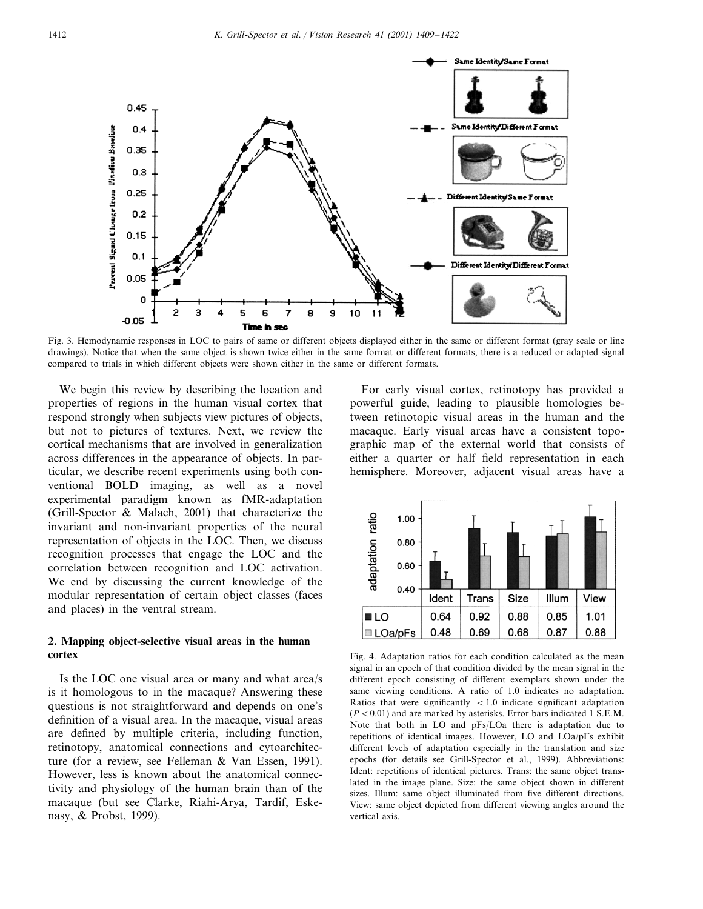Fig. 3. Hemodynamic responses in LOC to pairs of same or different objects displayed either in the same or different format (gray scale or line drawings). Notice that when the same object is shown twice either in the same format or different formats, there is a reduced or adapted signal compared to trials in which different objects were shown either in the same or different formats.

We begin this review by describing the location and properties of regions in the human visual cortex that respond strongly when subjects view pictures of objects, but not to pictures of textures. Next, we review the cortical mechanisms that are involved in generalization across differences in the appearance of objects. In particular, we describe recent experiments using both conventional BOLD imaging, as well as a novel experimental paradigm known as fMR-adaptation (Grill-Spector & Malach, 2001) that characterize the invariant and non-invariant properties of the neural representation of objects in the LOC. Then, we discuss recognition processes that engage the LOC and the correlation between recognition and LOC activation. We end by discussing the current knowledge of the modular representation of certain object classes (faces and places) in the ventral stream.

## 2. Mapping object-selective visual areas in the human cortex

Is the LOC one visual area or many and what area/s is it homologous to in the macaque? Answering these questions is not straightforward and depends on one's definition of a visual area. In the macaque, visual areas are defined by multiple criteria, including function, retinotopy, anatomical connections and cytoarchitecture (for a review, see Felleman & Van Essen, 1991). However, less is known about the anatomical connectivity and physiology of the human brain than of the macaque (but see Clarke, Riahi-Arya, Tardif, Eskenasy, & Probst, 1999).

For early visual cortex, retinotopy has provided a powerful guide, leading to plausible homologies between retinotopic visual areas in the human and the macaque. Early visual areas have a consistent topographic map of the external world that consists of either a quarter or half field representation in each hemisphere. Moreover, adjacent visual areas have a

| | Ident | Trans | Size | Illum | View |
|---|---|---|---|---|---|
| LO | 0.64 | 0.92 | 0.88 | 0.85 | 1.01 |
| LOa/pFs | 0.48 | 0.69 | 0.68 | 0.87 | 0.88 |

Fig. 4. Adaptation ratios for each condition calculated as the mean signal in an epoch of that condition divided by the mean signal in the different epoch consisting of different exemplars shown under the same viewing conditions. A ratio of 1.0 indicates no adaptation. Ratios that were significantly $<1.0$ indicate significant adaptation ($P<0.01$) and are marked by asterisks. Error bars indicated 1 S.E.M. Note that both in LO and pFs/LOa there is adaptation due to repetitions of identical images. However, LO and LOa/pFs exhibit different levels of adaptation especially in the translation and size epochs (for details see Grill-Spector et al., 1999). Abbreviations: Ident: repetitions of identical pictures. Trans: the same object translated in the image plane. Size: the same object shown in different sizes. Illum: same object illuminated from five different directions. View: same object depicted from different viewing angles around the vertical axis.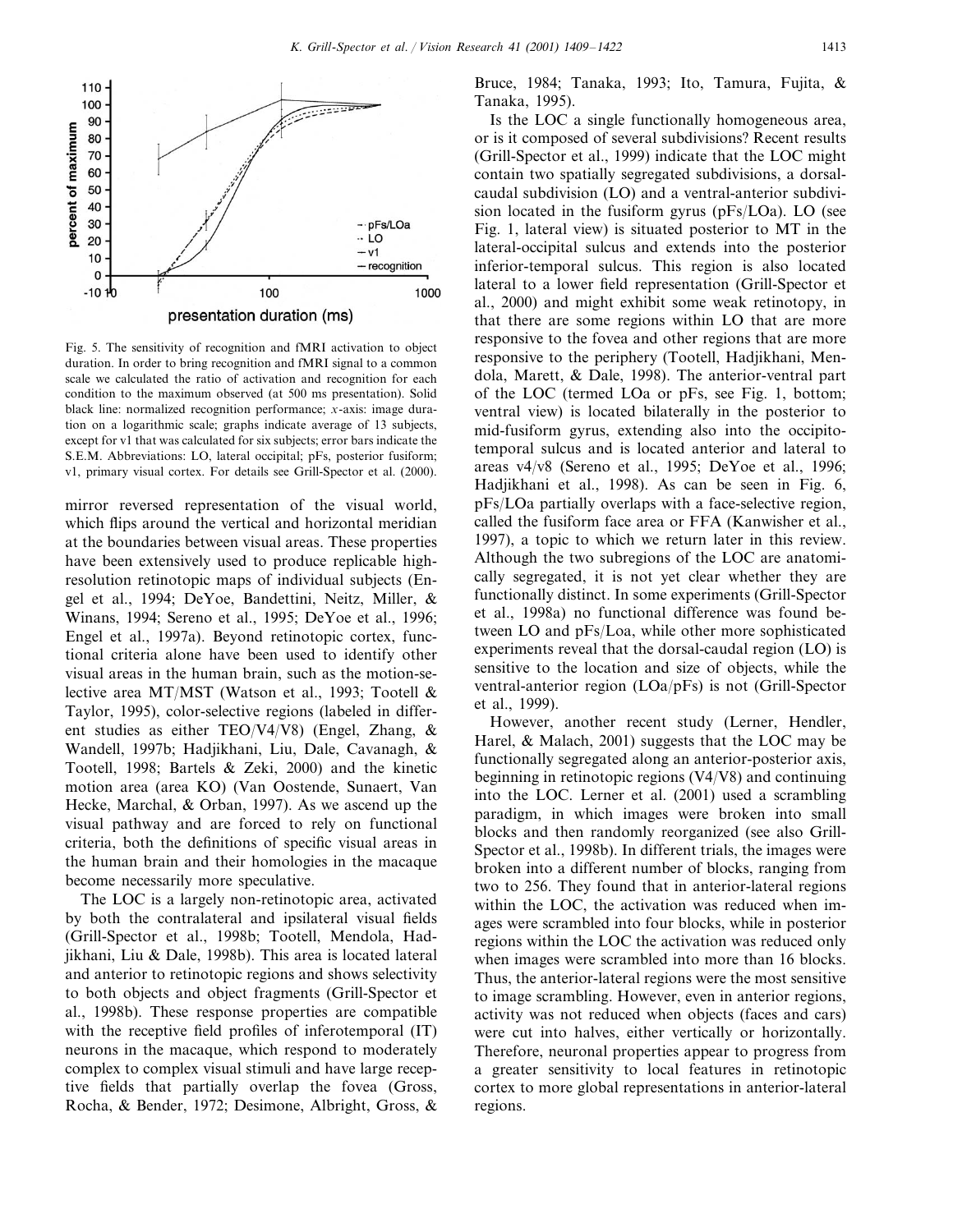Fig. 5. The sensitivity of recognition and fMRI activation to object duration. In order to bring recognition and fMRI signal to a common scale we calculated the ratio of activation and recognition for each condition to the maximum observed (at 500 ms presentation). Solid black line: normalized recognition performance; $x$-axis: image duration on a logarithmic scale; graphs indicate average of 13 subjects, except for v1 that was calculated for six subjects; error bars indicate the S.E.M. Abbreviations: LO, lateral occipital; pFs, posterior fusiform; v1, primary visual cortex. For details see Grill-Spector et al. (2000).

mirror reversed representation of the visual world, which flips around the vertical and horizontal meridian at the boundaries between visual areas. These properties have been extensively used to produce replicable high-resolution retinotopic maps of individual subjects (Engel et al., 1994; DeYoe, Bandettini, Neitz, Miller, & Winans, 1994; Sereno et al., 1995; DeYoe et al., 1996; Engel et al., 1997a). Beyond retinotopic cortex, functional criteria alone have been used to identify other visual areas in the human brain, such as the motion-selective area MT/MST (Watson et al., 1993; Tootell & Taylor, 1995), color-selective regions (labeled in different studies as either TEO/V4/V8) (Engel, Zhang, & Wandell, 1997b; Hadjikhani, Liu, Dale, Cavanagh, & Tootell, 1998; Bartels & Zeki, 2000) and the kinetic motion area (area KO) (Van Oostende, Sunaert, Van Hecke, Marchal, & Orban, 1997). As we ascend up the visual pathway and are forced to rely on functional criteria, both the definitions of specific visual areas in the human brain and their homologies in the macaque become necessarily more speculative.

The LOC is a largely non-retinotopic area, activated by both the contralateral and ipsilateral visual fields (Grill-Spector et al., 1998b; Tootell, Mendola, Hadjikhani, Liu & Dale, 1998b). This area is located lateral and anterior to retinotopic regions and shows selectivity to both objects and object fragments (Grill-Spector et al., 1998b). These response properties are compatible with the receptive field profiles of inferotemporal (IT) neurons in the macaque, which respond to moderately complex to complex visual stimuli and have large receptive fields that partially overlap the fovea (Gross, Rocha, & Bender, 1972; Desimone, Albright, Gross, & Bruce, 1984; Tanaka, 1993; Ito, Tamura, Fujita, & Tanaka, 1995).

Is the LOC a single functionally homogeneous area, or is it composed of several subdivisions? Recent results (Grill-Spector et al., 1999) indicate that the LOC might contain two spatially segregated subdivisions, a dorsal-caudal subdivision (LO) and a ventral-anterior subdivision located in the fusiform gyrus (pFs/LOa). LO (see Fig. 1, lateral view) is situated posterior to MT in the lateral-occipital sulcus and extends into the posterior inferior-temporal sulcus. This region is also located lateral to a lower field representation (Grill-Spector et al., 2000) and might exhibit some weak retinotopy, in that there are some regions within LO that are more responsive to the fovea and other regions that are more responsive to the periphery (Tootell, Hadjikhani, Mendola, Marett, & Dale, 1998). The anterior-ventral part of the LOC (termed LOa or pFs, see Fig. 1, bottom; ventral view) is located bilaterally in the posterior to mid-fusiform gyrus, extending also into the occipito-temporal sulcus and is located anterior and lateral to areas v4/v8 (Sereno et al., 1995; DeYoe et al., 1996; Hadjikhani et al., 1998). As can be seen in Fig. 6, pFs/LOa partially overlaps with a face-selective region, called the fusiform face area or FFA (Kanwisher et al., 1997), a topic to which we return later in this review. Although the two subregions of the LOC are anatomically segregated, it is not yet clear whether they are functionally distinct. In some experiments (Grill-Spector et al., 1998a) no functional difference was found between LO and pFs/Loa, while other more sophisticated experiments reveal that the dorsal-caudal region (LO) is sensitive to the location and size of objects, while the ventral-anterior region (LOa/pFs) is not (Grill-Spector et al., 1999).

However, another recent study (Lerner, Hendler, Harel, & Malach, 2001) suggests that the LOC may be functionally segregated along an anterior-posterior axis, beginning in retinotopic regions (V4/V8) and continuing into the LOC. Lerner et al. (2001) used a scrambling paradigm, in which images were broken into small blocks and then randomly reorganized (see also Grill-Spector et al., 1998b). In different trials, the images were broken into a different number of blocks, ranging from two to 256. They found that in anterior-lateral regions within the LOC, the activation was reduced when images were scrambled into four blocks, while in posterior regions within the LOC the activation was reduced only when images were scrambled into more than 16 blocks. Thus, the anterior-lateral regions were the most sensitive to image scrambling. However, even in anterior regions, activity was not reduced when objects (faces and cars) were cut into halves, either vertically or horizontally. Therefore, neuronal properties appear to progress from a greater sensitivity to local features in retinotopic cortex to more global representations in anterior-lateral regions.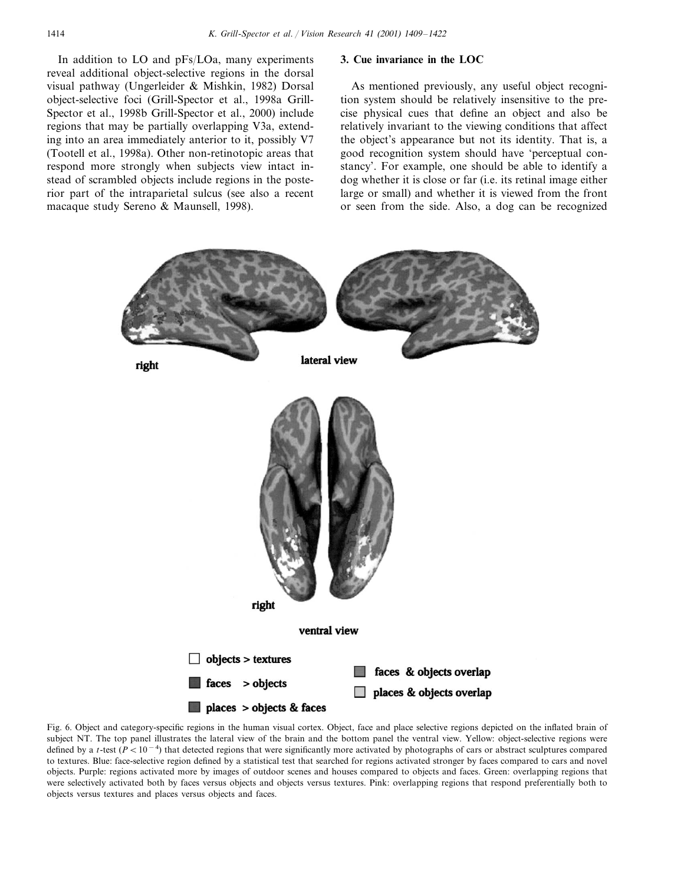In addition to LO and pFs/LOa, many experiments reveal additional object-selective regions in the dorsal visual pathway (Ungerleider & Mishkin, 1982) Dorsal object-selective foci (Grill-Spector et al., 1998a Grill-Spector et al., 1998b Grill-Spector et al., 2000) include regions that may be partially overlapping V3a, extending into an area immediately anterior to it, possibly V7 (Tootell et al., 1998a). Other non-retinotopic areas that respond more strongly when subjects view intact instead of scrambled objects include regions in the posterior part of the intraparietal sulcus (see also a recent macaque study Sereno & Maunsell, 1998).

## 3. Cue invariance in the LOC

As mentioned previously, any useful object recognition system should be relatively insensitive to the precise physical cues that define an object and also be relatively invariant to the viewing conditions that affect the object's appearance but not its identity. That is, a good recognition system should have 'perceptual constancy'. For example, one should be able to identify a dog whether it is close or far (i.e. its retinal image either large or small) and whether it is viewed from the front or seen from the side. Also, a dog can be recognized

right

lateral view

right

ventral view

objects > textures

faces > objects

places > objects & faces

faces & objects overlap

places & objects overlap

Fig. 6. Object and category-specific regions in the human visual cortex. Object, face and place selective regions depicted on the inflated brain of subject NT. The top panel illustrates the lateral view of the brain and the bottom panel the ventral view. Yellow: object-selective regions were defined by a $t$-test ($P < 10^{-4}$) that detected regions that were significantly more activated by photographs of cars or abstract sculptures compared to textures. Blue: face-selective region defined by a statistical test that searched for regions activated stronger by faces compared to cars and novel objects. Purple: regions activated more by images of outdoor scenes and houses compared to objects and faces. Green: overlapping regions that were selectively activated both by faces versus objects and objects versus textures. Pink: overlapping regions that respond preferentially both to objects versus textures and places versus objects and faces.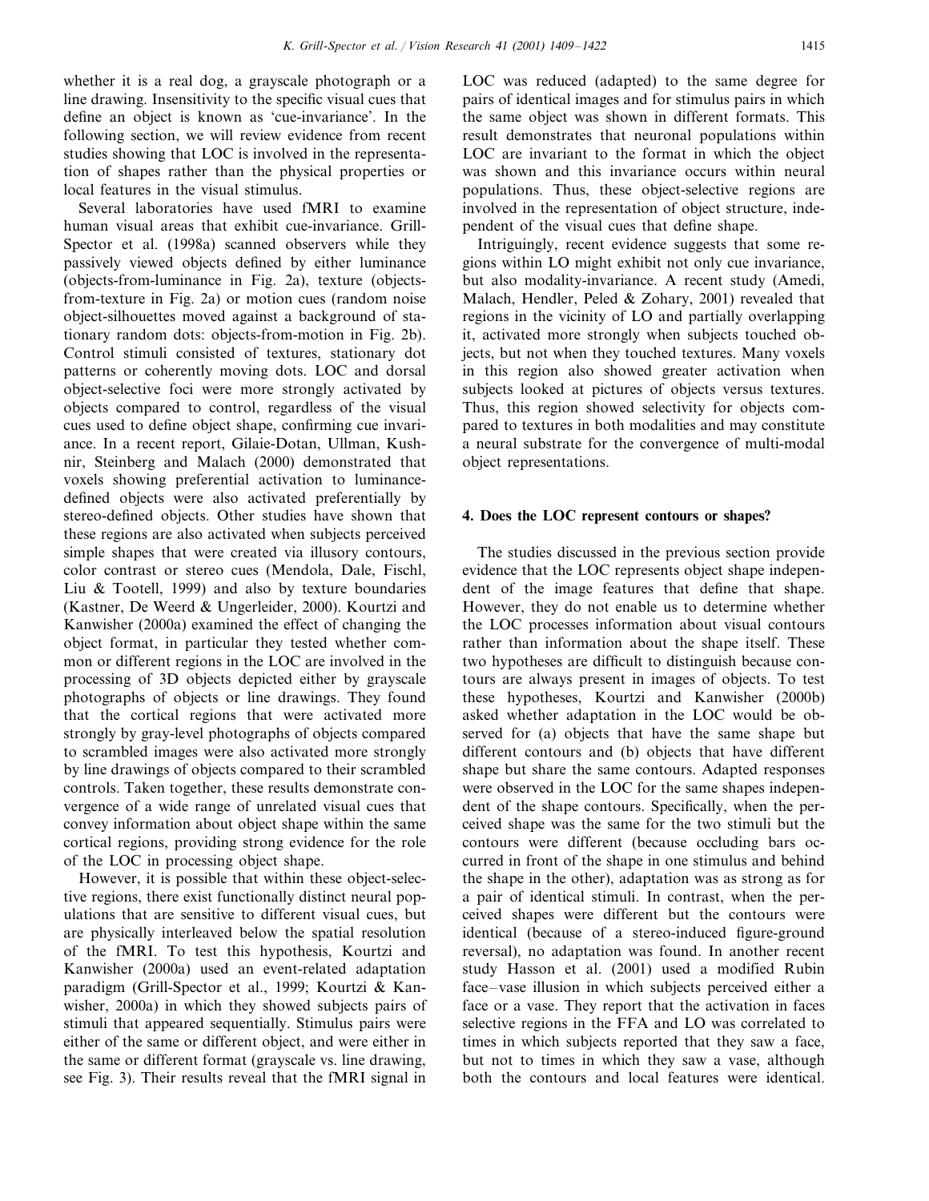whether it is a real dog, a grayscale photograph or a line drawing. Insensitivity to the specific visual cues that define an object is known as 'cue-invariance'. In the following section, we will review evidence from recent studies showing that LOC is involved in the representation of shapes rather than the physical properties or local features in the visual stimulus.

Several laboratories have used fMRI to examine human visual areas that exhibit cue-invariance. Grill-Spector et al. (1998a) scanned observers while they passively viewed objects defined by either luminance (objects-from-luminance in Fig. 2a), texture (objects-from-texture in Fig. 2a) or motion cues (random noise object-silhouettes moved against a background of stationary random dots: objects-from-motion in Fig. 2b). Control stimuli consisted of textures, stationary dot patterns or coherently moving dots. LOC and dorsal object-selective foci were more strongly activated by objects compared to control, regardless of the visual cues used to define object shape, confirming cue invariance. In a recent report, Gilaie-Dotan, Ullman, Kushnir, Steinberg and Malach (2000) demonstrated that voxels showing preferential activation to luminance-defined objects were also activated preferentially by stereo-defined objects. Other studies have shown that these regions are also activated when subjects perceived simple shapes that were created via illusory contours, color contrast or stereo cues (Mendola, Dale, Fischl, Liu & Tootell, 1999) and also by texture boundaries (Kastner, De Weerd & Ungerleider, 2000). Kourtzi and Kanwisher (2000a) examined the effect of changing the object format, in particular they tested whether common or different regions in the LOC are involved in the processing of 3D objects depicted either by grayscale photographs of objects or line drawings. They found that the cortical regions that were activated more strongly by gray-level photographs of objects compared to scrambled images were also activated more strongly by line drawings of objects compared to their scrambled controls. Taken together, these results demonstrate convergence of a wide range of unrelated visual cues that convey information about object shape within the same cortical regions, providing strong evidence for the role of the LOC in processing object shape.

However, it is possible that within these object-selective regions, there exist functionally distinct neural populations that are sensitive to different visual cues, but are physically interleaved below the spatial resolution of the fMRI. To test this hypothesis, Kourtzi and Kanwisher (2000a) used an event-related adaptation paradigm (Grill-Spector et al., 1999; Kourtzi & Kanwisher, 2000a) in which they showed subjects pairs of stimuli that appeared sequentially. Stimulus pairs were either of the same or different object, and were either in the same or different format (grayscale vs. line drawing, see Fig. 3). Their results reveal that the fMRI signal in LOC was reduced (adapted) to the same degree for pairs of identical images and for stimulus pairs in which the same object was shown in different formats. This result demonstrates that neuronal populations within LOC are invariant to the format in which the object was shown and this invariance occurs within neural populations. Thus, these object-selective regions are involved in the representation of object structure, independent of the visual cues that define shape.

Intriguingly, recent evidence suggests that some regions within LO might exhibit not only cue invariance, but also modality-invariance. A recent study (Amedi, Malach, Hendler, Peled & Zohary, 2001) revealed that regions in the vicinity of LO and partially overlapping it, activated more strongly when subjects touched objects, but not when they touched textures. Many voxels in this region also showed greater activation when subjects looked at pictures of objects versus textures. Thus, this region showed selectivity for objects compared to textures in both modalities and may constitute a neural substrate for the convergence of multi-modal object representations.

## 4. Does the LOC represent contours or shapes?

The studies discussed in the previous section provide evidence that the LOC represents object shape independent of the image features that define that shape. However, they do not enable us to determine whether the LOC processes information about visual contours rather than information about the shape itself. These two hypotheses are difficult to distinguish because contours are always present in images of objects. To test these hypotheses, Kourtzi and Kanwisher (2000b) asked whether adaptation in the LOC would be observed for (a) objects that have the same shape but different contours and (b) objects that have different shape but share the same contours. Adapted responses were observed in the LOC for the same shapes independent of the shape contours. Specifically, when the perceived shape was the same for the two stimuli but the contours were different (because occluding bars occurred in front of the shape in one stimulus and behind the shape in the other), adaptation was as strong as for a pair of identical stimuli. In contrast, when the perceived shapes were different but the contours were identical (because of a stereo-induced figure-ground reversal), no adaptation was found. In another recent study Hasson et al. (2001) used a modified Rubin face–vase illusion in which subjects perceived either a face or a vase. They report that the activation in faces selective regions in the FFA and LO was correlated to times in which subjects reported that they saw a face, but not to times in which they saw a vase, although both the contours and local features were identical.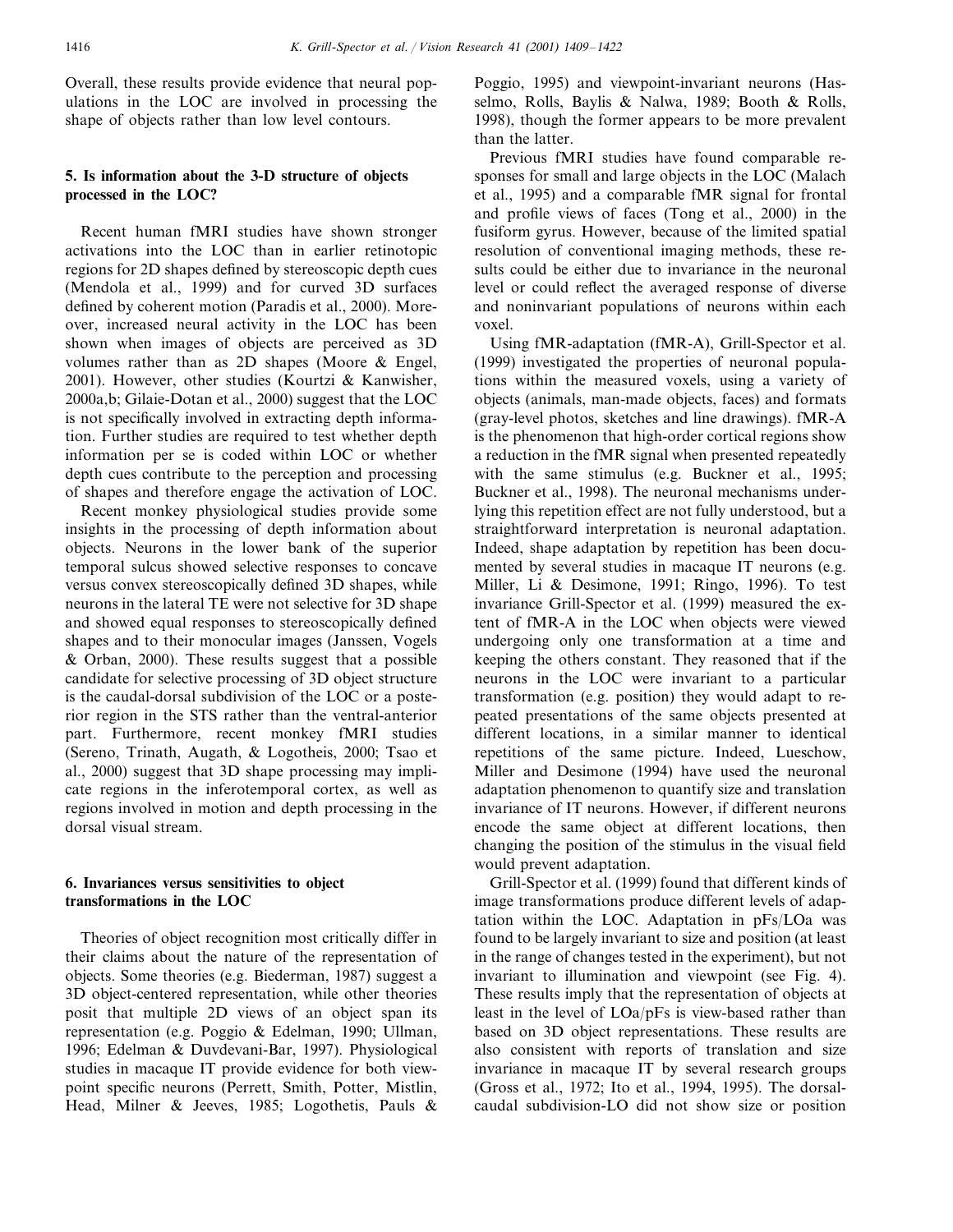Overall, these results provide evidence that neural populations in the LOC are involved in processing the shape of objects rather than low level contours.

## 5. Is information about the 3-D structure of objects processed in the LOC?

Recent human fMRI studies have shown stronger activations into the LOC than in earlier retinotopic regions for 2D shapes defined by stereoscopic depth cues (Mendola et al., 1999) and for curved 3D surfaces defined by coherent motion (Paradis et al., 2000). Moreover, increased neural activity in the LOC has been shown when images of objects are perceived as 3D volumes rather than as 2D shapes (Moore & Engel, 2001). However, other studies (Kourtzi & Kanwisher, 2000a,b; Gilaie-Dotan et al., 2000) suggest that the LOC is not specifically involved in extracting depth information. Further studies are required to test whether depth information per se is coded within LOC or whether depth cues contribute to the perception and processing of shapes and therefore engage the activation of LOC.

Recent monkey physiological studies provide some insights in the processing of depth information about objects. Neurons in the lower bank of the superior temporal sulcus showed selective responses to concave versus convex stereoscopically defined 3D shapes, while neurons in the lateral TE were not selective for 3D shape and showed equal responses to stereoscopically defined shapes and to their monocular images (Janssen, Vogels & Orban, 2000). These results suggest that a possible candidate for selective processing of 3D object structure is the caudal-dorsal subdivision of the LOC or a posterior region in the STS rather than the ventral-anterior part. Furthermore, recent monkey fMRI studies (Sereno, Trinath, Augath, & Logothetis, 2000; Tsao et al., 2000) suggest that 3D shape processing may implicate regions in the inferotemporal cortex, as well as regions involved in motion and depth processing in the dorsal visual stream.

## 6. Invariances versus sensitivities to object transformations in the LOC

Theories of object recognition most critically differ in their claims about the nature of the representation of objects. Some theories (e.g. Biederman, 1987) suggest a 3D object-centered representation, while other theories posit that multiple 2D views of an object span its representation (e.g. Poggio & Edelman, 1990; Ullman, 1996; Edelman & Duvdevani-Bar, 1997). Physiological studies in macaque IT provide evidence for both viewpoint specific neurons (Perrett, Smith, Potter, Mistlin, Head, Milner & Jeeves, 1985; Logothetis, Pauls & Poggio, 1995) and viewpoint-invariant neurons (Hasselmo, Rolls, Baylis & Nalwa, 1989; Booth & Rolls, 1998), though the former appears to be more prevalent than the latter.

Previous fMRI studies have found comparable responses for small and large objects in the LOC (Malach et al., 1995) and a comparable fMR signal for frontal and profile views of faces (Tong et al., 2000) in the fusiform gyrus. However, because of the limited spatial resolution of conventional imaging methods, these results could be either due to invariance in the neuronal level or could reflect the averaged response of diverse and noninvariant populations of neurons within each voxel.

Using fMR-adaptation (fMR-A), Grill-Spector et al. (1999) investigated the properties of neuronal populations within the measured voxels, using a variety of objects (animals, man-made objects, faces) and formats (gray-level photos, sketches and line drawings). fMR-A is the phenomenon that high-order cortical regions show a reduction in the fMR signal when presented repeatedly with the same stimulus (e.g. Buckner et al., 1995; Buckner et al., 1998). The neuronal mechanisms underlying this repetition effect are not fully understood, but a straightforward interpretation is neuronal adaptation. Indeed, shape adaptation by repetition has been documented by several studies in macaque IT neurons (e.g. Miller, Li & Desimone, 1991; Ringo, 1996). To test invariance Grill-Spector et al. (1999) measured the extent of fMR-A in the LOC when objects were viewed undergoing only one transformation at a time and keeping the others constant. They reasoned that if the neurons in the LOC were invariant to a particular transformation (e.g. position) they would adapt to repeated presentations of the same objects presented at different locations, in a similar manner to identical repetitions of the same picture. Indeed, Lueschow, Miller and Desimone (1994) have used the neuronal adaptation phenomenon to quantify size and translation invariance of IT neurons. However, if different neurons encode the same object at different locations, then changing the position of the stimulus in the visual field would prevent adaptation.

Grill-Spector et al. (1999) found that different kinds of image transformations produce different levels of adaptation within the LOC. Adaptation in pFs/LOa was found to be largely invariant to size and position (at least in the range of changes tested in the experiment), but not invariant to illumination and viewpoint (see Fig. 4). These results imply that the representation of objects at least in the level of LOa/pFs is view-based rather than based on 3D object representations. These results are also consistent with reports of translation and size invariance in macaque IT by several research groups (Gross et al., 1972; Ito et al., 1994, 1995). The dorsal-caudal subdivision-LO did not show size or position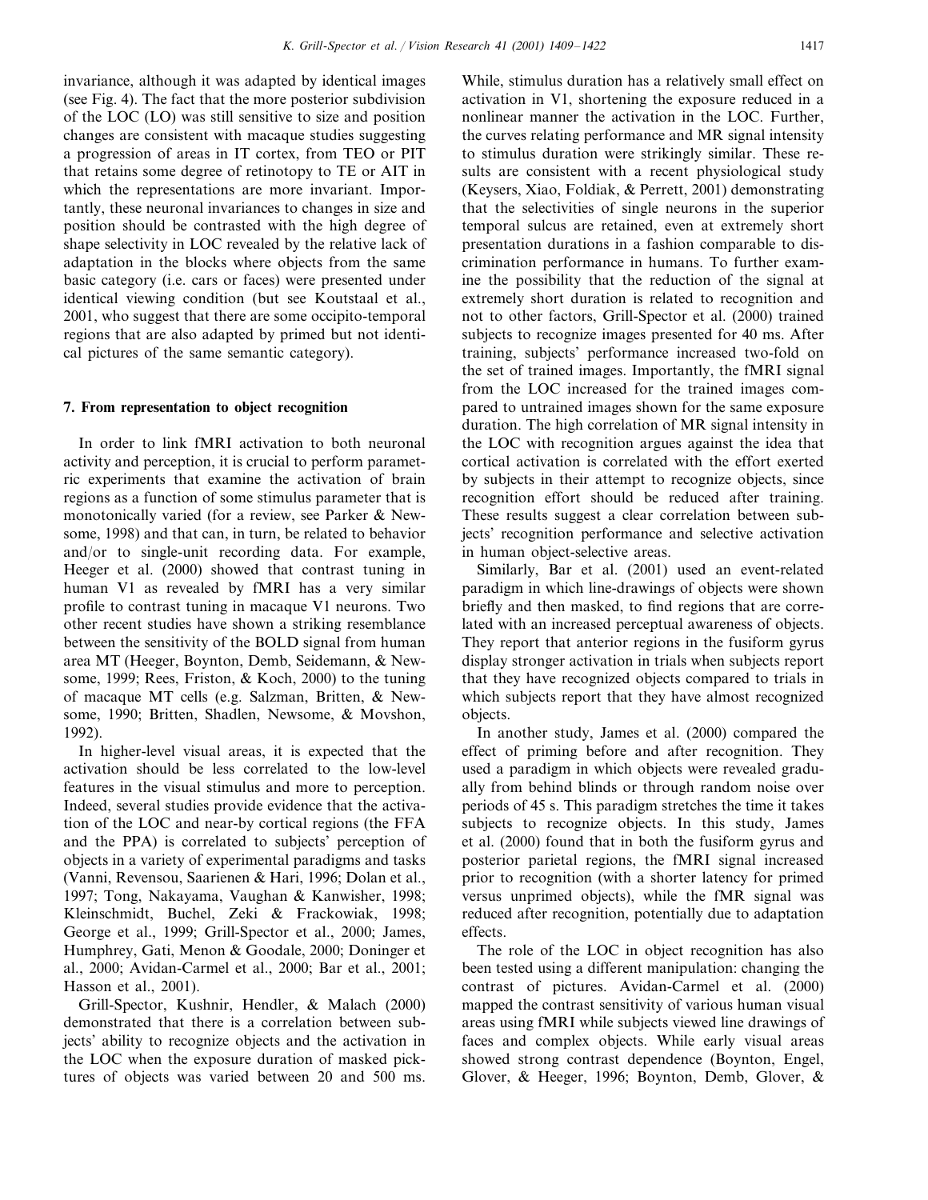invariance, although it was adapted by identical images (see Fig. 4). The fact that the more posterior subdivision of the LOC (LO) was still sensitive to size and position changes are consistent with macaque studies suggesting a progression of areas in IT cortex, from TEO or PIT that retains some degree of retinotopy to TE or AIT in which the representations are more invariant. Importantly, these neuronal invariances to changes in size and position should be contrasted with the high degree of shape selectivity in LOC revealed by the relative lack of adaptation in the blocks where objects from the same basic category (i.e. cars or faces) were presented under identical viewing condition (but see Koutstaal et al., 2001, who suggest that there are some occipito-temporal regions that are also adapted by primed but not identical pictures of the same semantic category).

## 7. From representation to object recognition

In order to link fMRI activation to both neuronal activity and perception, it is crucial to perform parametric experiments that examine the activation of brain regions as a function of some stimulus parameter that is monotonically varied (for a review, see Parker & Newsome, 1998) and that can, in turn, be related to behavior and/or to single-unit recording data. For example, Heeger et al. (2000) showed that contrast tuning in human V1 as revealed by fMRI has a very similar profile to contrast tuning in macaque V1 neurons. Two other recent studies have shown a striking resemblance between the sensitivity of the BOLD signal from human area MT (Heeger, Boynton, Demb, Seidemann, & Newsome, 1999; Rees, Friston, & Koch, 2000) to the tuning of macaque MT cells (e.g. Salzman, Britten, & Newsome, 1990; Britten, Shadlen, Newsome, & Movshon, 1992).

In higher-level visual areas, it is expected that the activation should be less correlated to the low-level features in the visual stimulus and more to perception. Indeed, several studies provide evidence that the activation of the LOC and near-by cortical regions (the FFA and the PPA) is correlated to subjects' perception of objects in a variety of experimental paradigms and tasks (Vanni, Revensou, Saarienen & Hari, 1996; Dolan et al., 1997; Tong, Nakayama, Vaughan & Kanwisher, 1998; Kleinschmidt, Buchel, Zeki & Frackowiak, 1998; George et al., 1999; Grill-Spector et al., 2000; James, Humphrey, Gati, Menon & Goodale, 2000; Doninger et al., 2000; Avidan-Carmel et al., 2000; Bar et al., 2001; Hasson et al., 2001).

Grill-Spector, Kushnir, Hendler, & Malach (2000) demonstrated that there is a correlation between subjects' ability to recognize objects and the activation in the LOC when the exposure duration of masked picktures of objects was varied between 20 and 500 ms. While, stimulus duration has a relatively small effect on activation in V1, shortening the exposure reduced in a nonlinear manner the activation in the LOC. Further, the curves relating performance and MR signal intensity to stimulus duration were strikingly similar. These results are consistent with a recent physiological study (Keysers, Xiao, Foldiak, & Perrett, 2001) demonstrating that the selectivities of single neurons in the superior temporal sulcus are retained, even at extremely short presentation durations in a fashion comparable to discrimination performance in humans. To further examine the possibility that the reduction of the signal at extremely short duration is related to recognition and not to other factors, Grill-Spector et al. (2000) trained subjects to recognize images presented for 40 ms. After training, subjects' performance increased two-fold on the set of trained images. Importantly, the fMRI signal from the LOC increased for the trained images compared to untrained images shown for the same exposure duration. The high correlation of MR signal intensity in the LOC with recognition argues against the idea that cortical activation is correlated with the effort exerted by subjects in their attempt to recognize objects, since recognition effort should be reduced after training. These results suggest a clear correlation between subjects' recognition performance and selective activation in human object-selective areas.

Similarly, Bar et al. (2001) used an event-related paradigm in which line-drawings of objects were shown briefly and then masked, to find regions that are correlated with an increased perceptual awareness of objects. They report that anterior regions in the fusiform gyrus display stronger activation in trials when subjects report that they have recognized objects compared to trials in which subjects report that they have almost recognized objects.

In another study, James et al. (2000) compared the effect of priming before and after recognition. They used a paradigm in which objects were revealed gradually from behind blinds or through random noise over periods of 45 s. This paradigm stretches the time it takes subjects to recognize objects. In this study, James et al. (2000) found that in both the fusiform gyrus and posterior parietal regions, the fMRI signal increased prior to recognition (with a shorter latency for primed versus unprimed objects), while the fMR signal was reduced after recognition, potentially due to adaptation effects.

The role of the LOC in object recognition has also been tested using a different manipulation: changing the contrast of pictures. Avidan-Carmel et al. (2000) mapped the contrast sensitivity of various human visual areas using fMRI while subjects viewed line drawings of faces and complex objects. While early visual areas showed strong contrast dependence (Boynton, Engel, Glover, & Heeger, 1996; Boynton, Demb, Glover, &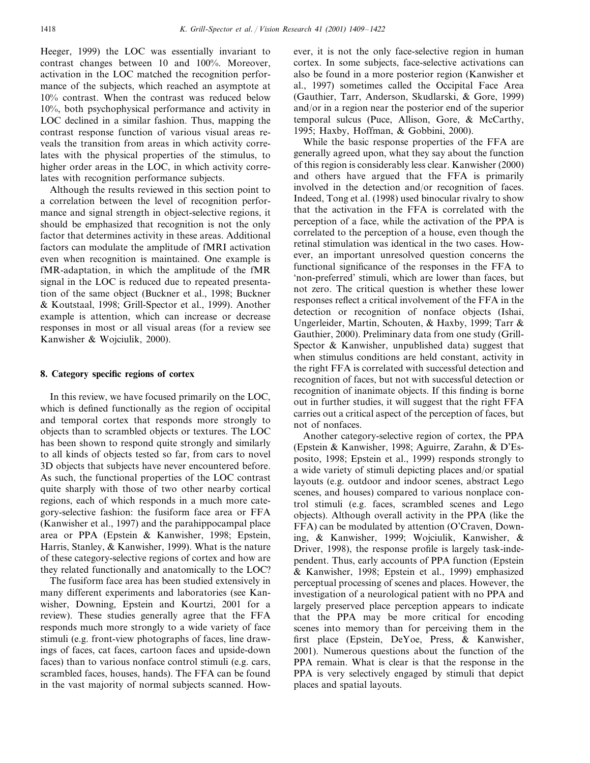Heeger, 1999) the LOC was essentially invariant to contrast changes between 10 and 100%. Moreover, activation in the LOC matched the recognition performance of the subjects, which reached an asymptote at 10% contrast. When the contrast was reduced below 10%, both psychophysical performance and activity in LOC declined in a similar fashion. Thus, mapping the contrast response function of various visual areas reveals the transition from areas in which activity correlates with the physical properties of the stimulus, to higher order areas in the LOC, in which activity correlates with recognition performance subjects.

Although the results reviewed in this section point to a correlation between the level of recognition performance and signal strength in object-selective regions, it should be emphasized that recognition is not the only factor that determines activity in these areas. Additional factors can modulate the amplitude of fMRI activation even when recognition is maintained. One example is fMR-adaptation, in which the amplitude of the fMR signal in the LOC is reduced due to repeated presentation of the same object (Buckner et al., 1998; Buckner & Koutstaal, 1998; Grill-Spector et al., 1999). Another example is attention, which can increase or decrease responses in most or all visual areas (for a review see Kanwisher & Wojciulik, 2000).

## 8. Category specific regions of cortex

In this review, we have focused primarily on the LOC, which is defined functionally as the region of occipital and temporal cortex that responds more strongly to objects than to scrambled objects or textures. The LOC has been shown to respond quite strongly and similarly to all kinds of objects tested so far, from cars to novel 3D objects that subjects have never encountered before. As such, the functional properties of the LOC contrast quite sharply with those of two other nearby cortical regions, each of which responds in a much more category-selective fashion: the fusiform face area or FFA (Kanwisher et al., 1997) and the parahippocampal place area or PPA (Epstein & Kanwisher, 1998; Epstein, Harris, Stanley, & Kanwisher, 1999). What is the nature of these category-selective regions of cortex and how are they related functionally and anatomically to the LOC?

The fusiform face area has been studied extensively in many different experiments and laboratories (see Kanwisher, Downing, Epstein and Kourtzi, 2001 for a review). These studies generally agree that the FFA responds much more strongly to a wide variety of face stimuli (e.g. front-view photographs of faces, line drawings of faces, cat faces, cartoon faces and upside-down faces) than to various nonface control stimuli (e.g. cars, scrambled faces, houses, hands). The FFA can be found in the vast majority of normal subjects scanned. However, it is not the only face-selective region in human cortex. In some subjects, face-selective activations can also be found in a more posterior region (Kanwisher et al., 1997) sometimes called the Occipital Face Area (Gauthier, Tarr, Anderson, Skudlarski, & Gore, 1999) and/or in a region near the posterior end of the superior temporal sulcus (Puce, Allison, Gore, & McCarthy, 1995; Haxby, Hoffman, & Gobbini, 2000).

While the basic response properties of the FFA are generally agreed upon, what they say about the function of this region is considerably less clear. Kanwisher (2000) and others have argued that the FFA is primarily involved in the detection and/or recognition of faces. Indeed, Tong et al. (1998) used binocular rivalry to show that the activation in the FFA is correlated with the perception of a face, while the activation of the PPA is correlated to the perception of a house, even though the retinal stimulation was identical in the two cases. However, an important unresolved question concerns the functional significance of the responses in the FFA to 'non-preferred' stimuli, which are lower than faces, but not zero. The critical question is whether these lower responses reflect a critical involvement of the FFA in the detection or recognition of nonface objects (Ishai, Ungerleider, Martin, Schouten, & Haxby, 1999; Tarr & Gauthier, 2000). Preliminary data from one study (Grill-Spector & Kanwisher, unpublished data) suggest that when stimulus conditions are held constant, activity in the right FFA is correlated with successful detection and recognition of faces, but not with successful detection or recognition of inanimate objects. If this finding is borne out in further studies, it will suggest that the right FFA carries out a critical aspect of the perception of faces, but not of nonfaces.

Another category-selective region of cortex, the PPA (Epstein & Kanwisher, 1998; Aguirre, Zarahn, & D'Esposito, 1998; Epstein et al., 1999) responds strongly to a wide variety of stimuli depicting places and/or spatial layouts (e.g. outdoor and indoor scenes, abstract Lego scenes, and houses) compared to various nonplace control stimuli (e.g. faces, scrambled scenes and Lego objects). Although overall activity in the PPA (like the FFA) can be modulated by attention (O'Craven, Downing, & Kanwisher, 1999; Wojciulik, Kanwisher, & Driver, 1998), the response profile is largely task-independent. Thus, early accounts of PPA function (Epstein & Kanwisher, 1998; Epstein et al., 1999) emphasized perceptual processing of scenes and places. However, the investigation of a neurological patient with no PPA and largely preserved place perception appears to indicate that the PPA may be more critical for encoding scenes into memory than for perceiving them in the first place (Epstein, DeYoe, Press, & Kanwisher, 2001). Numerous questions about the function of the PPA remain. What is clear is that the response in the PPA is very selectively engaged by stimuli that depict places and spatial layouts.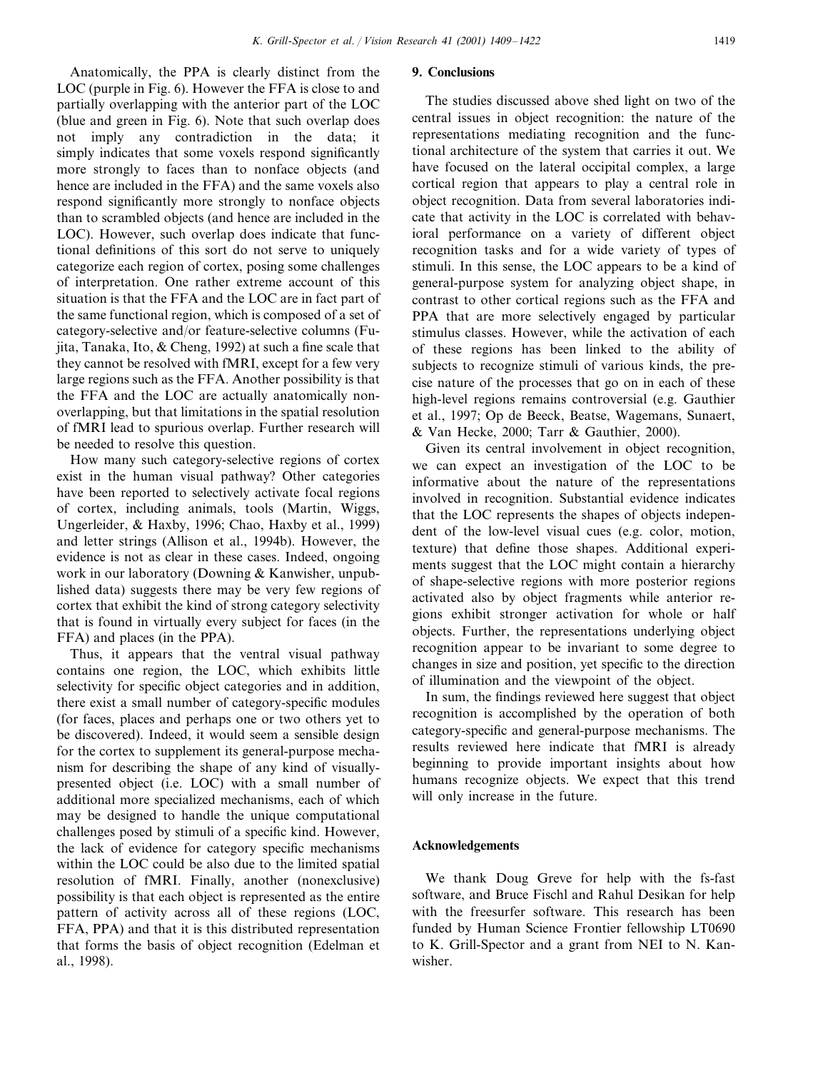Anatomically, the PPA is clearly distinct from the LOC (purple in Fig. 6). However the FFA is close to and partially overlapping with the anterior part of the LOC (blue and green in Fig. 6). Note that such overlap does not imply any contradiction in the data; it simply indicates that some voxels respond significantly more strongly to faces than to nonface objects (and hence are included in the FFA) and the same voxels also respond significantly more strongly to nonface objects than to scrambled objects (and hence are included in the LOC). However, such overlap does indicate that functional definitions of this sort do not serve to uniquely categorize each region of cortex, posing some challenges of interpretation. One rather extreme account of this situation is that the FFA and the LOC are in fact part of the same functional region, which is composed of a set of category-selective and/or feature-selective columns (Fujita, Tanaka, Ito, & Cheng, 1992) at such a fine scale that they cannot be resolved with fMRI, except for a few very large regions such as the FFA. Another possibility is that the FFA and the LOC are actually anatomically nonoverlapping, but that limitations in the spatial resolution of fMRI lead to spurious overlap. Further research will be needed to resolve this question.

How many such category-selective regions of cortex exist in the human visual pathway? Other categories have been reported to selectively activate focal regions of cortex, including animals, tools (Martin, Wiggs, Ungerleider, & Haxby, 1996; Chao, Haxby et al., 1999) and letter strings (Allison et al., 1994b). However, the evidence is not as clear in these cases. Indeed, ongoing work in our laboratory (Downing & Kanwisher, unpublished data) suggests there may be very few regions of cortex that exhibit the kind of strong category selectivity that is found in virtually every subject for faces (in the FFA) and places (in the PPA).

Thus, it appears that the ventral visual pathway contains one region, the LOC, which exhibits little selectivity for specific object categories and in addition, there exist a small number of category-specific modules (for faces, places and perhaps one or two others yet to be discovered). Indeed, it would seem a sensible design for the cortex to supplement its general-purpose mechanism for describing the shape of any kind of visually-presented object (i.e. LOC) with a small number of additional more specialized mechanisms, each of which may be designed to handle the unique computational challenges posed by stimuli of a specific kind. However, the lack of evidence for category specific mechanisms within the LOC could be also due to the limited spatial resolution of fMRI. Finally, another (nonexclusive) possibility is that each object is represented as the entire pattern of activity across all of these regions (LOC, FFA, PPA) and that it is this distributed representation that forms the basis of object recognition (Edelman et al., 1998).

## 9. Conclusions

The studies discussed above shed light on two of the central issues in object recognition: the nature of the representations mediating recognition and the functional architecture of the system that carries it out. We have focused on the lateral occipital complex, a large cortical region that appears to play a central role in object recognition. Data from several laboratories indicate that activity in the LOC is correlated with behavioral performance on a variety of different object recognition tasks and for a wide variety of types of stimuli. In this sense, the LOC appears to be a kind of general-purpose system for analyzing object shape, in contrast to other cortical regions such as the FFA and PPA that are more selectively engaged by particular stimulus classes. However, while the activation of each of these regions has been linked to the ability of subjects to recognize stimuli of various kinds, the precise nature of the processes that go on in each of these high-level regions remains controversial (e.g. Gauthier et al., 1997; Op de Beeck, Beatse, Wagemans, Sunaert, & Van Hecke, 2000; Tarr & Gauthier, 2000).

Given its central involvement in object recognition, we can expect an investigation of the LOC to be informative about the nature of the representations involved in recognition. Substantial evidence indicates that the LOC represents the shapes of objects independent of the low-level visual cues (e.g. color, motion, texture) that define those shapes. Additional experiments suggest that the LOC might contain a hierarchy of shape-selective regions with more posterior regions activated also by object fragments while anterior regions exhibit stronger activation for whole or half objects. Further, the representations underlying object recognition appear to be invariant to some degree to changes in size and position, yet specific to the direction of illumination and the viewpoint of the object.

In sum, the findings reviewed here suggest that object recognition is accomplished by the operation of both category-specific and general-purpose mechanisms. The results reviewed here indicate that fMRI is already beginning to provide important insights about how humans recognize objects. We expect that this trend will only increase in the future.

## Acknowledgements

We thank Doug Greve for help with the fs-fast software, and Bruce Fischl and Rahul Desikan for help with the freesurfer software. This research has been funded by Human Science Frontier fellowship LT0690 to K. Grill-Spector and a grant from NEI to N. Kanwisher.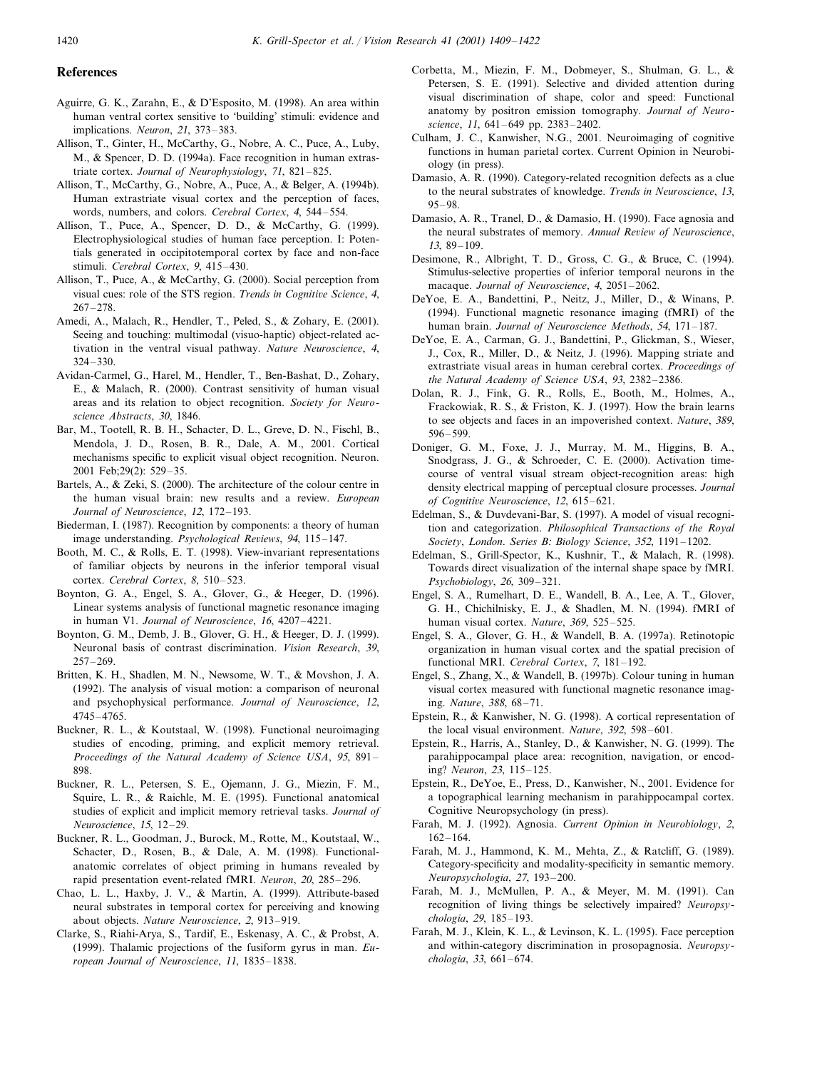## References

Aguirre, G. K., Zarahn, E., & D'Esposito, M. (1998). An area within human ventral cortex sensitive to 'building' stimuli: evidence and implications. *Neuron*, *21*, 373–383.

Allison, T., Ginter, H., McCarthy, G., Nobre, A. C., Puce, A., Luby, M., & Spencer, D. D. (1994a). Face recognition in human extrastriate cortex. *Journal of Neurophysiology*, *71*, 821–825.

Allison, T., McCarthy, G., Nobre, A., Puce, A., & Belger, A. (1994b). Human extrastriate visual cortex and the perception of faces, words, numbers, and colors. *Cerebral Cortex*, *4*, 544–554.

Allison, T., Puce, A., Spencer, D. D., & McCarthy, G. (1999). Electrophysiological studies of human face perception. I: Potentials generated in occipitotemporal cortex by face and non-face stimuli. *Cerebral Cortex*, *9*, 415–430.

Allison, T., Puce, A., & McCarthy, G. (2000). Social perception from visual cues: role of the STS region. *Trends in Cognitive Science*, *4*, 267–278.

Amedi, A., Malach, R., Hendler, T., Peled, S., & Zohary, E. (2001). Seeing and touching: multimodal (visuo-haptic) object-related activation in the ventral visual pathway. *Nature Neuroscience*, *4*, 324–330.

Avidan-Carmel, G., Harel, M., Hendler, T., Ben-Bashat, D., Zohary, E., & Malach, R. (2000). Contrast sensitivity of human visual areas and its relation to object recognition. *Society for Neuroscience Abstracts*, *30*, 1846.

Bar, M., Tootell, R. B. H., Schacter, D. L., Greve, D. N., Fischl, B., Mendola, J. D., Rosen, B. R., Dale, A. M., 2001. Cortical mechanisms specific to explicit visual object recognition. Neuron. 2001 Feb;29(2): 529–35.

Bartels, A., & Zeki, S. (2000). The architecture of the colour centre in the human visual brain: new results and a review. *European Journal of Neuroscience*, *12*, 172–193.

Biederman, I. (1987). Recognition by components: a theory of human image understanding. *Psychological Reviews*, *94*, 115–147.

Booth, M. C., & Rolls, E. T. (1998). View-invariant representations of familiar objects by neurons in the inferior temporal visual cortex. *Cerebral Cortex*, *8*, 510–523.

Boynton, G. A., Engel, S. A., Glover, G., & Heeger, D. (1996). Linear systems analysis of functional magnetic resonance imaging in human V1. *Journal of Neuroscience*, *16*, 4207–4221.

Boynton, G. M., Demb, J. B., Glover, G. H., & Heeger, D. J. (1999). Neuronal basis of contrast discrimination. *Vision Research*, *39*, 257–269.

Britten, K. H., Shadlen, M. N., Newsome, W. T., & Movshon, J. A. (1992). The analysis of visual motion: a comparison of neuronal and psychophysical performance. *Journal of Neuroscience*, *12*, 4745–4765.

Buckner, R. L., & Koutstaal, W. (1998). Functional neuroimaging studies of encoding, priming, and explicit memory retrieval. *Proceedings of the Natural Academy of Science USA*, *95*, 891–898.

Buckner, R. L., Petersen, S. E., Ojemann, J. G., Miezin, F. M., Squire, L. R., & Raichle, M. E. (1995). Functional anatomical studies of explicit and implicit memory retrieval tasks. *Journal of Neuroscience*, *15*, 12–29.

Buckner, R. L., Goodman, J., Burock, M., Rotte, M., Koutstaal, W., Schacter, D., Rosen, B., & Dale, A. M. (1998). Functional-anatomic correlates of object priming in humans revealed by rapid presentation event-related fMRI. *Neuron*, *20*, 285–296.

Chao, L. L., Haxby, J. V., & Martin, A. (1999). Attribute-based neural substrates in temporal cortex for perceiving and knowing about objects. *Nature Neuroscience*, *2*, 913–919.

Clarke, S., Riahi-Arya, S., Tardif, E., Eskenasy, A. C., & Probst, A. (1999). Thalamic projections of the fusiform gyrus in man. *European Journal of Neuroscience*, *11*, 1835–1838.

Corbetta, M., Miezin, F. M., Dobmeyer, S., Shulman, G. L., & Petersen, S. E. (1991). Selective and divided attention during visual discrimination of shape, color and speed: Functional anatomy by positron emission tomography. *Journal of Neuroscience*, *11*, 641–649 pp. 2383–2402.

Culham, J. C., Kanwisher, N.G., 2001. Neuroimaging of cognitive functions in human parietal cortex. Current Opinion in Neurobiology (in press).

Damasio, A. R. (1990). Category-related recognition defects as a clue to the neural substrates of knowledge. *Trends in Neuroscience*, *13*, 95–98.

Damasio, A. R., Tranel, D., & Damasio, H. (1990). Face agnosia and the neural substrates of memory. *Annual Review of Neuroscience*, *13*, 89–109.

Desimone, R., Albright, T. D., Gross, C. G., & Bruce, C. (1994). Stimulus-selective properties of inferior temporal neurons in the macaque. *Journal of Neuroscience*, *4*, 2051–2062.

DeYoe, E. A., Bandettini, P., Neitz, J., Miller, D., & Winans, P. (1994). Functional magnetic resonance imaging (fMRI) of the human brain. *Journal of Neuroscience Methods*, *54*, 171–187.

DeYoe, E. A., Carman, G. J., Bandettini, P., Glickman, S., Wieser, J., Cox, R., Miller, D., & Neitz, J. (1996). Mapping striate and extrastriate visual areas in human cerebral cortex. *Proceedings of the Natural Academy of Science USA*, *93*, 2382–2386.

Dolan, R. J., Fink, G. R., Rolls, E., Booth, M., Holmes, A., Frackowiak, R. S., & Friston, K. J. (1997). How the brain learns to see objects and faces in an impoverished context. *Nature*, *389*, 596–599.

Doniger, G. M., Foxe, J. J., Murray, M. M., Higgins, B. A., Snodgrass, J. G., & Schroeder, C. E. (2000). Activation timecourse of ventral visual stream object-recognition areas: high density electrical mapping of perceptual closure processes. *Journal of Cognitive Neuroscience*, *12*, 615–621.

Edelman, S., & Duvdevani-Bar, S. (1997). A model of visual recognition and categorization. *Philosophical Transactions of the Royal Society*, *London*. *Series B: Biology Science*, *352*, 1191–1202.

Edelman, S., Grill-Spector, K., Kushnir, T., & Malach, R. (1998). Towards direct visualization of the internal shape space by fMRI. *Psychobiology*, *26*, 309–321.

Engel, S. A., Rumelhart, D. E., Wandell, B. A., Lee, A. T., Glover, G. H., Chichilnisky, E. J., & Shadlen, M. N. (1994). fMRI of human visual cortex. *Nature*, *369*, 525–525.

Engel, S. A., Glover, G. H., & Wandell, B. A. (1997a). Retinotopic organization in human visual cortex and the spatial precision of functional MRI. *Cerebral Cortex*, *7*, 181–192.

Engel, S., Zhang, X., & Wandell, B. (1997b). Colour tuning in human visual cortex measured with functional magnetic resonance imaging. *Nature*, *388*, 68–71.

Epstein, R., & Kanwisher, N. G. (1998). A cortical representation of the local visual environment. *Nature*, *392*, 598–601.

Epstein, R., Harris, A., Stanley, D., & Kanwisher, N. G. (1999). The parahippocampal place area: recognition, navigation, or encoding? *Neuron*, *23*, 115–125.

Epstein, R., DeYoe, E., Press, D., Kanwisher, N., 2001. Evidence for a topographical learning mechanism in parahippocampal cortex. Cognitive Neuropsychology (in press).

Farah, M. J. (1992). Agnosia. *Current Opinion in Neurobiology*, *2*, 162–164.

Farah, M. J., Hammond, K. M., Mehta, Z., & Ratcliff, G. (1989). Category-specificity and modality-specificity in semantic memory. *Neuropsychologia*, *27*, 193–200.

Farah, M. J., McMullen, P. A., & Meyer, M. M. (1991). Can recognition of living things be selectively impaired? *Neuropsychologia*, *29*, 185–193.

Farah, M. J., Klein, K. L., & Levinson, K. L. (1995). Face perception and within-category discrimination in prosopagnosia. *Neuropsychologia*, *33*, 661–674.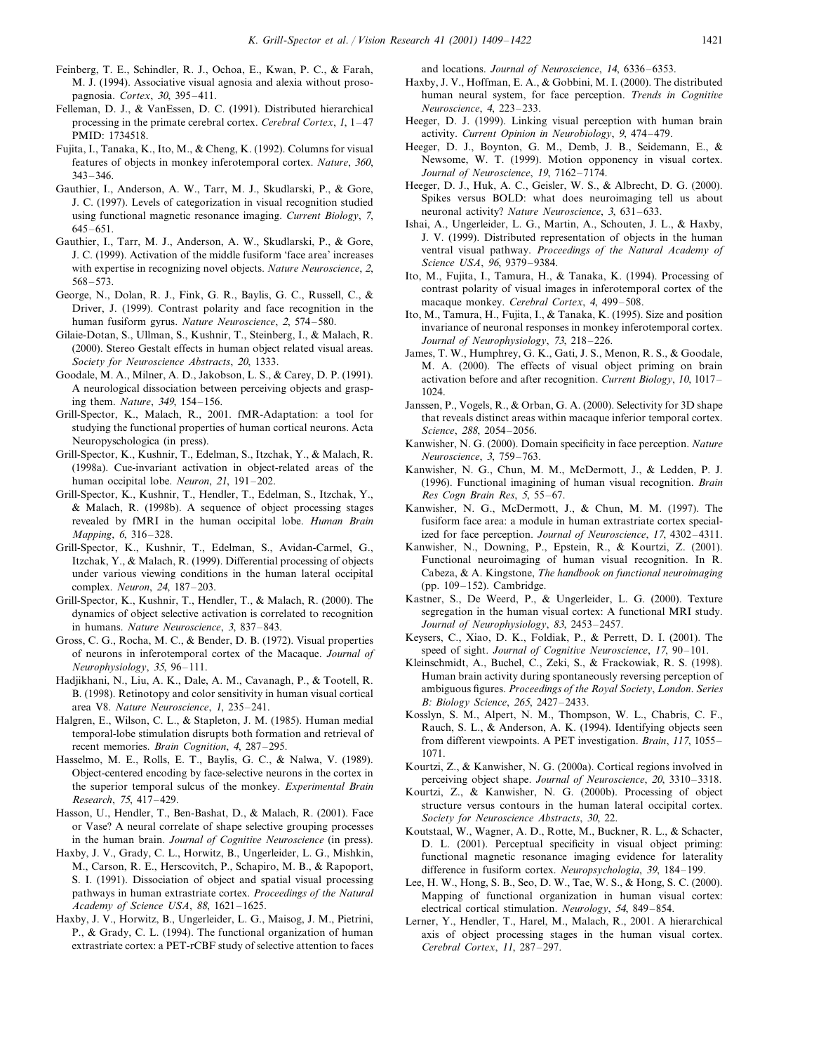Feinberg, T. E., Schindler, R. J., Ochoa, E., Kwan, P. C., & Farah, M. J. (1994). Associative visual agnosia and alexia without prosopagnosia. *Cortex*, *30*, 395–411.

Felleman, D. J., & VanEssen, D. C. (1991). Distributed hierarchical processing in the primate cerebral cortex. *Cerebral Cortex*, *1*, 1–47 PMID: 1734518.

Fujita, I., Tanaka, K., Ito, M., & Cheng, K. (1992). Columns for visual features of objects in monkey inferotemporal cortex. *Nature*, *360*, 343–346.

Gauthier, I., Anderson, A. W., Tarr, M. J., Skudlarski, P., & Gore, J. C. (1997). Levels of categorization in visual recognition studied using functional magnetic resonance imaging. *Current Biology*, *7*, 645–651.

Gauthier, I., Tarr, M. J., Anderson, A. W., Skudlarski, P., & Gore, J. C. (1999). Activation of the middle fusiform 'face area' increases with expertise in recognizing novel objects. *Nature Neuroscience*, *2*, 568–573.

George, N., Dolan, R. J., Fink, G. R., Baylis, G. C., Russell, C., & Driver, J. (1999). Contrast polarity and face recognition in the human fusiform gyrus. *Nature Neuroscience*, *2*, 574–580.

Gilaie-Dotan, S., Ullman, S., Kushnir, T., Steinberg, I., & Malach, R. (2000). Stereo Gestalt effects in human object related visual areas. *Society for Neuroscience Abstracts*, *20*, 1333.

Goodale, M. A., Milner, A. D., Jakobson, L. S., & Carey, D. P. (1991). A neurological dissociation between perceiving objects and grasping them. *Nature*, *349*, 154–156.

Grill-Spector, K., Malach, R., 2001. fMR-Adaptation: a tool for studying the functional properties of human cortical neurons. Acta Neuropyschologica (in press).

Grill-Spector, K., Kushnir, T., Edelman, S., Itzchak, Y., & Malach, R. (1998a). Cue-invariant activation in object-related areas of the human occipital lobe. *Neuron*, *21*, 191–202.

Grill-Spector, K., Kushnir, T., Hendler, T., Edelman, S., Itzchak, Y., & Malach, R. (1998b). A sequence of object processing stages revealed by fMRI in the human occipital lobe. *Human Brain Mapping*, *6*, 316–328.

Grill-Spector, K., Kushnir, T., Edelman, S., Avidan-Carmel, G., Itzchak, Y., & Malach, R. (1999). Differential processing of objects under various viewing conditions in the human lateral occipital complex. *Neuron*, *24*, 187–203.

Grill-Spector, K., Kushnir, T., Hendler, T., & Malach, R. (2000). The dynamics of object selective activation is correlated to recognition in humans. *Nature Neuroscience*, *3*, 837–843.

Gross, C. G., Rocha, M. C., & Bender, D. B. (1972). Visual properties of neurons in inferotemporal cortex of the Macaque. *Journal of Neurophysiology*, *35*, 96–111.

Hadjikhani, N., Liu, A. K., Dale, A. M., Cavanagh, P., & Tootell, R. B. (1998). Retinotopy and color sensitivity in human visual cortical area V8. *Nature Neuroscience*, *1*, 235–241.

Halgren, E., Wilson, C. L., & Stapleton, J. M. (1985). Human medial temporal-lobe stimulation disrupts both formation and retrieval of recent memories. *Brain Cognition*, *4*, 287–295.

Hasselmo, M. E., Rolls, E. T., Baylis, G. C., & Nalwa, V. (1989). Object-centered encoding by face-selective neurons in the cortex in the superior temporal sulcus of the monkey. *Experimental Brain Research*, *75*, 417–429.

Hasson, U., Hendler, T., Ben-Bashat, D., & Malach, R. (2001). Face or Vase? A neural correlate of shape selective grouping processes in the human brain. *Journal of Cognitive Neuroscience* (in press).

Haxby, J. V., Grady, C. L., Horwitz, B., Ungerleider, L. G., Mishkin, M., Carson, R. E., Herscovitch, P., Schapiro, M. B., & Rapoport, S. I. (1991). Dissociation of object and spatial visual processing pathways in human extrastriate cortex. *Proceedings of the Natural Academy of Science USA*, *88*, 1621–1625.

Haxby, J. V., Horwitz, B., Ungerleider, L. G., Maisog, J. M., Pietrini, P., & Grady, C. L. (1994). The functional organization of human extrastriate cortex: a PET-rCBF study of selective attention to faces and locations. *Journal of Neuroscience*, *14*, 6336–6353.

Haxby, J. V., Hoffman, E. A., & Gobbini, M. I. (2000). The distributed human neural system, for face perception. *Trends in Cognitive Neuroscience*, *4*, 223–233.

Heeger, D. J. (1999). Linking visual perception with human brain activity. *Current Opinion in Neurobiology*, *9*, 474–479.

Heeger, D. J., Boynton, G. M., Demb, J. B., Seidemann, E., & Newsome, W. T. (1999). Motion opponency in visual cortex. *Journal of Neuroscience*, *19*, 7162–7174.

Heeger, D. J., Huk, A. C., Geisler, W. S., & Albrecht, D. G. (2000). Spikes versus BOLD: what does neuroimaging tell us about neuronal activity? *Nature Neuroscience*, *3*, 631–633.

Ishai, A., Ungerleider, L. G., Martin, A., Schouten, J. L., & Haxby, J. V. (1999). Distributed representation of objects in the human ventral visual pathway. *Proceedings of the Natural Academy of Science USA*, *96*, 9379–9384.

Ito, M., Fujita, I., Tamura, H., & Tanaka, K. (1994). Processing of contrast polarity of visual images in inferotemporal cortex of the macaque monkey. *Cerebral Cortex*, *4*, 499–508.

Ito, M., Tamura, H., Fujita, I., & Tanaka, K. (1995). Size and position invariance of neuronal responses in monkey inferotemporal cortex. *Journal of Neurophysiology*, *73*, 218–226.

James, T. W., Humphrey, G. K., Gati, J. S., Menon, R. S., & Goodale, M. A. (2000). The effects of visual object priming on brain activation before and after recognition. *Current Biology*, *10*, 1017–1024.

Janssen, P., Vogels, R., & Orban, G. A. (2000). Selectivity for 3D shape that reveals distinct areas within macaque inferior temporal cortex. *Science*, *288*, 2054–2056.

Kanwisher, N. G. (2000). Domain specificity in face perception. *Nature Neuroscience*, *3*, 759–763.

Kanwisher, N. G., Chun, M. M., McDermott, J., & Ledden, P. J. (1996). Functional imagining of human visual recognition. *Brain Res Cogn Brain Res*, *5*, 55–67.

Kanwisher, N. G., McDermott, J., & Chun, M. M. (1997). The fusiform face area: a module in human extrastriate cortex specialized for face perception. *Journal of Neuroscience*, *17*, 4302–4311.

Kanwisher, N., Downing, P., Epstein, R., & Kourtzi, Z. (2001). Functional neuroimaging of human visual recognition. In R. Cabeza, & A. Kingstone, *The handbook on functional neuroimaging* (pp. 109–152). Cambridge.

Kastner, S., De Weerd, P., & Ungerleider, L. G. (2000). Texture segregation in the human visual cortex: A functional MRI study. *Journal of Neurophysiology*, *83*, 2453–2457.

Keysers, C., Xiao, D. K., Foldiak, P., & Perrett, D. I. (2001). The speed of sight. *Journal of Cognitive Neuroscience*, *17*, 90–101.

Kleinschmidt, A., Buchel, C., Zeki, S., & Frackowiak, R. S. (1998). Human brain activity during spontaneously reversing perception of ambiguous figures. *Proceedings of the Royal Society, London. Series B: Biology Science*, *265*, 2427–2433.

Kosslyn, S. M., Alpert, N. M., Thompson, W. L., Chabris, C. F., Rauch, S. L., & Anderson, A. K. (1994). Identifying objects seen from different viewpoints. A PET investigation. *Brain*, *117*, 1055–1071.

Kourtzi, Z., & Kanwisher, N. G. (2000a). Cortical regions involved in perceiving object shape. *Journal of Neuroscience*, *20*, 3310–3318.

Kourtzi, Z., & Kanwisher, N. G. (2000b). Processing of object structure versus contours in the human lateral occipital cortex. *Society for Neuroscience Abstracts*, *30*, 22.

Koutstaal, W., Wagner, A. D., Rotte, M., Buckner, R. L., & Schacter, D. L. (2001). Perceptual specificity in visual object priming: functional magnetic resonance imaging evidence for laterality difference in fusiform cortex. *Neuropsychologia*, *39*, 184–199.

Lee, H. W., Hong, S. B., Seo, D. W., Tae, W. S., & Hong, S. C. (2000). Mapping of functional organization in human visual cortex: electrical cortical stimulation. *Neurology*, *54*, 849–854.

Lerner, Y., Hendler, T., Harel, M., Malach, R., 2001. A hierarchical axis of object processing stages in the human visual cortex. *Cerebral Cortex*, *11*, 287–297.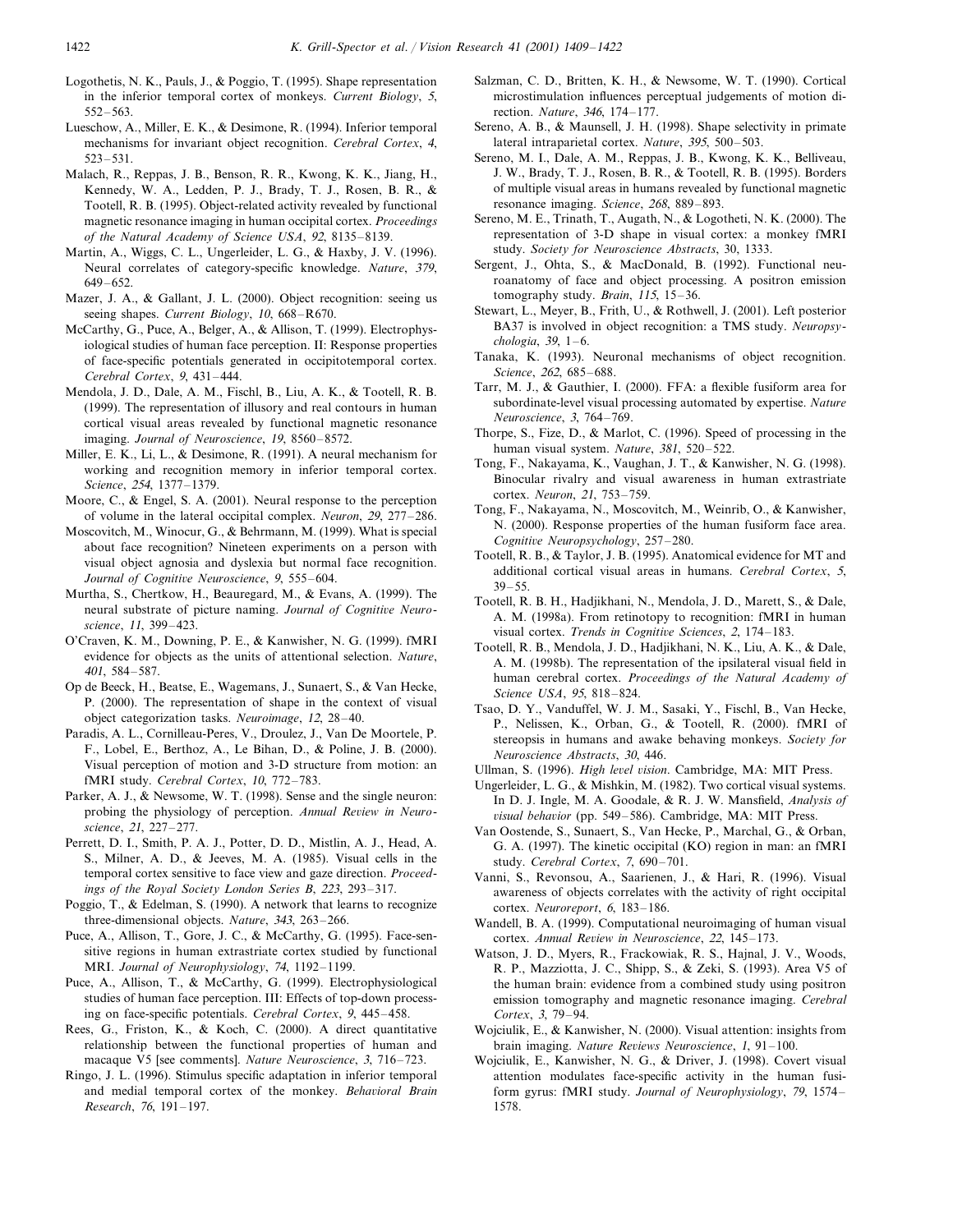Logothetis, N. K., Pauls, J., & Poggio, T. (1995). Shape representation in the inferior temporal cortex of monkeys. *Current Biology*, *5*, 552–563.

Lueschow, A., Miller, E. K., & Desimone, R. (1994). Inferior temporal mechanisms for invariant object recognition. *Cerebral Cortex*, *4*, 523–531.

Malach, R., Reppas, J. B., Benson, R. R., Kwong, K. K., Jiang, H., Kennedy, W. A., Ledden, P. J., Brady, T. J., Rosen, B. R., & Tootell, R. B. (1995). Object-related activity revealed by functional magnetic resonance imaging in human occipital cortex. *Proceedings of the Natural Academy of Science USA*, *92*, 8135–8139.

Martin, A., Wiggs, C. L., Ungerleider, L. G., & Haxby, J. V. (1996). Neural correlates of category-specific knowledge. *Nature*, *379*, 649–652.

Mazer, J. A., & Gallant, J. L. (2000). Object recognition: seeing us seeing shapes. *Current Biology*, *10*, 668–R670.

McCarthy, G., Puce, A., Belger, A., & Allison, T. (1999). Electrophysiological studies of human face perception. II: Response properties of face-specific potentials generated in occipitotemporal cortex. *Cerebral Cortex*, *9*, 431–444.

Mendola, J. D., Dale, A. M., Fischl, B., Liu, A. K., & Tootell, R. B. (1999). The representation of illusory and real contours in human cortical visual areas revealed by functional magnetic resonance imaging. *Journal of Neuroscience*, *19*, 8560–8572.

Miller, E. K., Li, L., & Desimone, R. (1991). A neural mechanism for working and recognition memory in inferior temporal cortex. *Science*, *254*, 1377–1379.

Moore, C., & Engel, S. A. (2001). Neural response to the perception of volume in the lateral occipital complex. *Neuron*, *29*, 277–286.

Moscovitch, M., Winocur, G., & Behrmann, M. (1999). What is special about face recognition? Nineteen experiments on a person with visual object agnosia and dyslexia but normal face recognition. *Journal of Cognitive Neuroscience*, *9*, 555–604.

Murtha, S., Chertkow, H., Beauregard, M., & Evans, A. (1999). The neural substrate of picture naming. *Journal of Cognitive Neuroscience*, *11*, 399–423.

O'Craven, K. M., Downing, P. E., & Kanwisher, N. G. (1999). fMRI evidence for objects as the units of attentional selection. *Nature*, *401*, 584–587.

Op de Beeck, H., Beatse, E., Wagemans, J., Sunaert, S., & Van Hecke, P. (2000). The representation of shape in the context of visual object categorization tasks. *Neuroimage*, *12*, 28–40.

Paradis, A. L., Cornilleau-Peres, V., Droulez, J., Van De Moortele, P. F., Lobel, E., Berthoz, A., Le Bihan, D., & Poline, J. B. (2000). Visual perception of motion and 3-D structure from motion: an fMRI study. *Cerebral Cortex*, *10*, 772–783.

Parker, A. J., & Newsome, W. T. (1998). Sense and the single neuron: probing the physiology of perception. *Annual Review in Neuroscience*, *21*, 227–277.

Perrett, D. I., Smith, P. A. J., Potter, D. D., Mistlin, A. J., Head, A. S., Milner, A. D., & Jeeves, M. A. (1985). Visual cells in the temporal cortex sensitive to face view and gaze direction. *Proceedings of the Royal Society London Series B*, *223*, 293–317.

Poggio, T., & Edelman, S. (1990). A network that learns to recognize three-dimensional objects. *Nature*, *343*, 263–266.

Puce, A., Allison, T., Gore, J. C., & McCarthy, G. (1995). Face-sensitive regions in human extrastriate cortex studied by functional MRI. *Journal of Neurophysiology*, *74*, 1192–1199.

Puce, A., Allison, T., & McCarthy, G. (1999). Electrophysiological studies of human face perception. III: Effects of top-down processing on face-specific potentials. *Cerebral Cortex*, *9*, 445–458.

Rees, G., Friston, K., & Koch, C. (2000). A direct quantitative relationship between the functional properties of human and macaque V5 [see comments]. *Nature Neuroscience*, *3*, 716–723.

Ringo, J. L. (1996). Stimulus specific adaptation in inferior temporal and medial temporal cortex of the monkey. *Behavioral Brain Research*, *76*, 191–197.

Salzman, C. D., Britten, K. H., & Newsome, W. T. (1990). Cortical microstimulation influences perceptual judgements of motion direction. *Nature*, *346*, 174–177.

Sereno, A. B., & Maunsell, J. H. (1998). Shape selectivity in primate lateral intraparietal cortex. *Nature*, *395*, 500–503.

Sereno, M. I., Dale, A. M., Reppas, J. B., Kwong, K. K., Belliveau, J. W., Brady, T. J., Rosen, B. R., & Tootell, R. B. (1995). Borders of multiple visual areas in humans revealed by functional magnetic resonance imaging. *Science*, *268*, 889–893.

Sereno, M. E., Trinath, T., Augath, N., & Logotheti, N. K. (2000). The representation of 3-D shape in visual cortex: a monkey fMRI study. *Society for Neuroscience Abstracts*, 30, 1333.

Sergent, J., Ohta, S., & MacDonald, B. (1992). Functional neuroanatomy of face and object processing. A positron emission tomography study. *Brain*, *115*, 15–36.

Stewart, L., Meyer, B., Frith, U., & Rothwell, J. (2001). Left posterior BA37 is involved in object recognition: a TMS study. *Neuropsychologia*, *39*, 1–6.

Tanaka, K. (1993). Neuronal mechanisms of object recognition. *Science*, *262*, 685–688.

Tarr, M. J., & Gauthier, I. (2000). FFA: a flexible fusiform area for subordinate-level visual processing automated by expertise. *Nature Neuroscience*, *3*, 764–769.

Thorpe, S., Fize, D., & Marlot, C. (1996). Speed of processing in the human visual system. *Nature*, *381*, 520–522.

Tong, F., Nakayama, K., Vaughan, J. T., & Kanwisher, N. G. (1998). Binocular rivalry and visual awareness in human extrastriate cortex. *Neuron*, *21*, 753–759.

Tong, F., Nakayama, N., Moscovitch, M., Weinrib, O., & Kanwisher, N. (2000). Response properties of the human fusiform face area. *Cognitive Neuropsychology*, 257–280.

Tootell, R. B., & Taylor, J. B. (1995). Anatomical evidence for MT and additional cortical visual areas in humans. *Cerebral Cortex*, *5*, 39–55.

Tootell, R. B. H., Hadjikhani, N., Mendola, J. D., Marett, S., & Dale, A. M. (1998a). From retinotopy to recognition: fMRI in human visual cortex. *Trends in Cognitive Sciences*, *2*, 174–183.

Tootell, R. B., Mendola, J. D., Hadjikhani, N. K., Liu, A. K., & Dale, A. M. (1998b). The representation of the ipsilateral visual field in human cerebral cortex. *Proceedings of the Natural Academy of Science USA*, *95*, 818–824.

Tsao, D. Y., Vanduffel, W. J. M., Sasaki, Y., Fischl, B., Van Hecke, P., Nelissen, K., Orban, G., & Tootell, R. (2000). fMRI of stereopsis in humans and awake behaving monkeys. *Society for Neuroscience Abstracts*, *30*, 446.

Ullman, S. (1996). *High level vision*. Cambridge, MA: MIT Press.

Ungerleider, L. G., & Mishkin, M. (1982). Two cortical visual systems. In D. J. Ingle, M. A. Goodale, & R. J. W. Mansfield, *Analysis of visual behavior* (pp. 549–586). Cambridge, MA: MIT Press.

Van Oostende, S., Sunaert, S., Van Hecke, P., Marchal, G., & Orban, G. A. (1997). The kinetic occipital (KO) region in man: an fMRI study. *Cerebral Cortex*, *7*, 690–701.

Vanni, S., Revonsou, A., Saarienen, J., & Hari, R. (1996). Visual awareness of objects correlates with the activity of right occipital cortex. *Neuroreport*, *6*, 183–186.

Wandell, B. A. (1999). Computational neuroimaging of human visual cortex. *Annual Review in Neuroscience*, *22*, 145–173.

Watson, J. D., Myers, R., Frackowiak, R. S., Hajnal, J. V., Woods, R. P., Mazziotta, J. C., Shipp, S., & Zeki, S. (1993). Area V5 of the human brain: evidence from a combined study using positron emission tomography and magnetic resonance imaging. *Cerebral Cortex*, *3*, 79–94.

Wojciulik, E., & Kanwisher, N. (2000). Visual attention: insights from brain imaging. *Nature Reviews Neuroscience*, *1*, 91–100.

Wojciulik, E., Kanwisher, N. G., & Driver, J. (1998). Covert visual attention modulates face-specific activity in the human fusiform gyrus: fMRI study. *Journal of Neurophysiology*, *79*, 1574–1578.